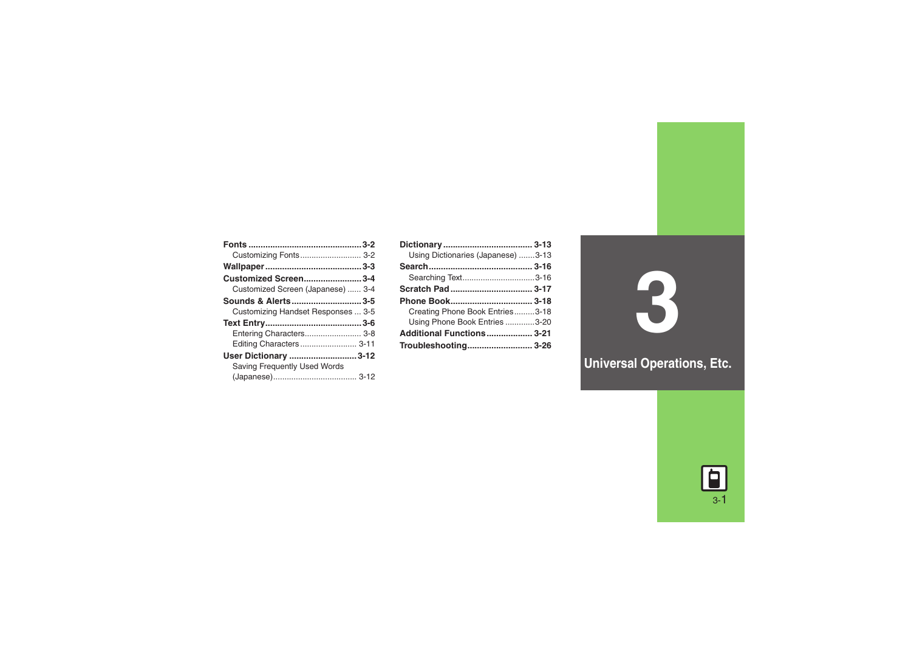# 3 Universal Operations, Etc.

**Fonts** .............................................. **3-2**
- Customizing Fonts .......................... 3-2

**Wallpaper** ....................................... **3-3**

**Customized Screen** ........................ **3-4**
- Customized Screen (Japanese) ...... 3-4

**Sounds & Alerts** ............................ **3-5**
- Customizing Handset Responses ... 3-5

**Text Entry** ....................................... **3-6**
- Entering Characters ........................ 3-8
- Editing Characters ......................... 3-11

**User Dictionary** ........................... **3-12**
- Saving Frequently Used Words (Japanese) .................................... 3-12

**Dictionary** .................................... **3-13**
- Using Dictionaries (Japanese) .......3-13

**Search** ........................................... **3-16**
- Searching Text ................................3-16

**Scratch Pad** ................................. **3-17**

**Phone Book** ................................. **3-18**
- Creating Phone Book Entries .........3-18
- Using Phone Book Entries ............3-20

**Additional Functions** .................. **3-21**

**Troubleshooting** .......................... **3-26**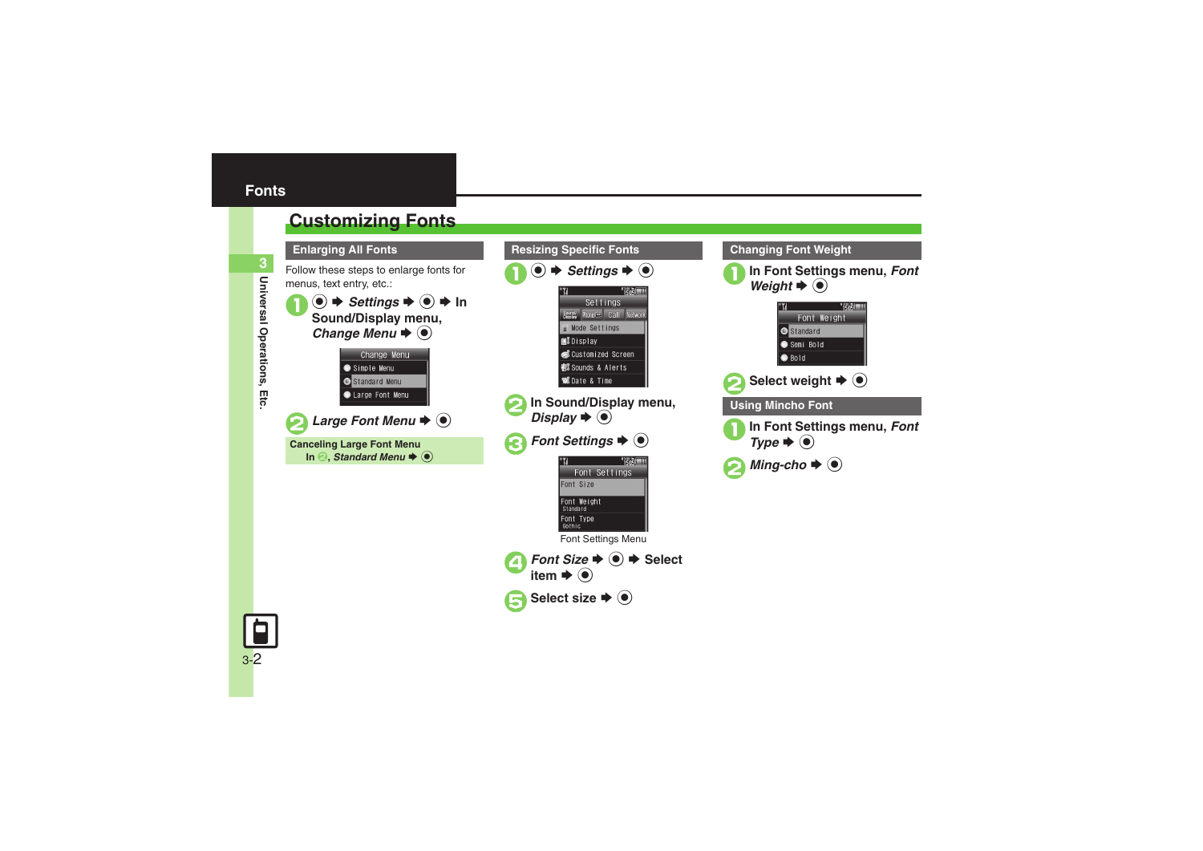# Fonts

## Customizing Fonts

### Enlarging All Fonts

Follow these steps to enlarge fonts for menus, text entry, etc.:

1. ● ➡ *Settings* ➡ ● ➡ In Sound/Display menu, *Change Menu* ➡ ●

   Change Menu
   - Simple Menu
   - Standard Menu
   - Large Font Menu

2. *Large Font Menu* ➡ ●

**Canceling Large Font Menu**

In 2, *Standard Menu* ➡ ●

### Resizing Specific Fonts

1. ● ➡ *Settings* ➡ ●

   Settings
   - Mode Settings
   - Display
   - Customized Screen
   - Sounds & Alerts
   - Date & Time

2. In Sound/Display menu, *Display* ➡ ●
3. *Font Settings* ➡ ●

   Font Settings
   - Font Size
   - Font Weight (Standard)
   - Font Type (Gothic)

   Font Settings Menu

4. *Font Size* ➡ ● ➡ Select item ➡ ●
5. Select size ➡ ●

### Changing Font Weight

1. In Font Settings menu, *Font Weight* ➡ ●

   Font Weight
   - Standard
   - Semi Bold
   - Bold

2. Select weight ➡ ●

### Using Mincho Font

1. In Font Settings menu, *Font Type* ➡ ●
2. *Ming-cho* ➡ ●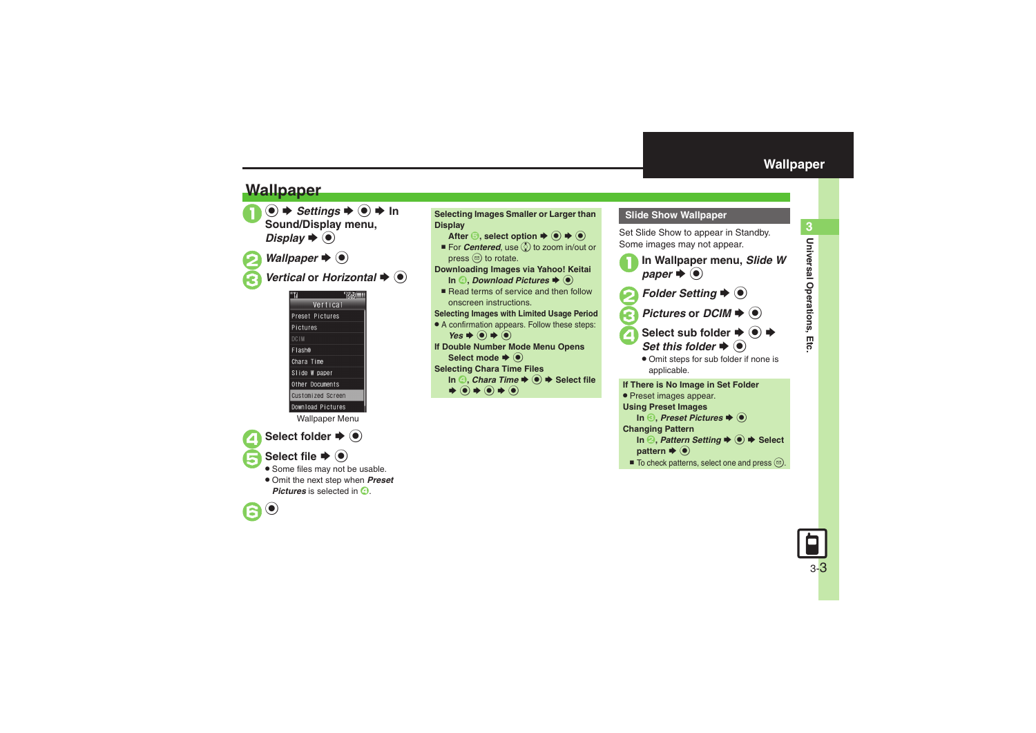## Wallpaper

1. ● ➡ *Settings* ➡ ● ➡ In Sound/Display menu, *Display* ➡ ●
2. *Wallpaper* ➡ ●
3. *Vertical* or *Horizontal* ➡ ●

Vertical
Preset Pictures
Pictures
DCIM
Flash®
Chara Time
Slide W paper
Other Documents
Customized Screen
Download Pictures

Wallpaper Menu

4. Select folder ➡ ●
5. Select file ➡ ●
   - Some files may not be usable.
   - Omit the next step when *Preset Pictures* is selected in 4.
6. ●

**Selecting Images Smaller or Larger than Display**

**After 5, select option ➡ ● ➡ ●**

- For *Centered*, use to zoom in/out or press to rotate.

**Downloading Images via Yahoo! Keitai**

**In 4, *Download Pictures* ➡ ●**

- Read terms of service and then follow onscreen instructions.

**Selecting Images with Limited Usage Period**

- A confirmation appears. Follow these steps: *Yes* ➡ ● ➡ ●

**If Double Number Mode Menu Opens**

**Select mode ➡ ●**

**Selecting Chara Time Files**

**In 4, *Chara Time* ➡ ● ➡ Select file ➡ ● ➡ ● ➡ ●**

### Slide Show Wallpaper

Set Slide Show to appear in Standby. Some images may not appear.

1. In Wallpaper menu, *Slide W paper* ➡ ●
2. *Folder Setting* ➡ ●
3. *Pictures* or *DCIM* ➡ ●
4. Select sub folder ➡ ● ➡ *Set this folder* ➡ ●
   - Omit steps for sub folder if none is applicable.

**If There is No Image in Set Folder**

- Preset images appear.

**Using Preset Images**

**In 3, *Preset Pictures* ➡ ●**

**Changing Pattern**

**In 2, *Pattern Setting* ➡ ● ➡ Select pattern ➡ ●**

- To check patterns, select one and press .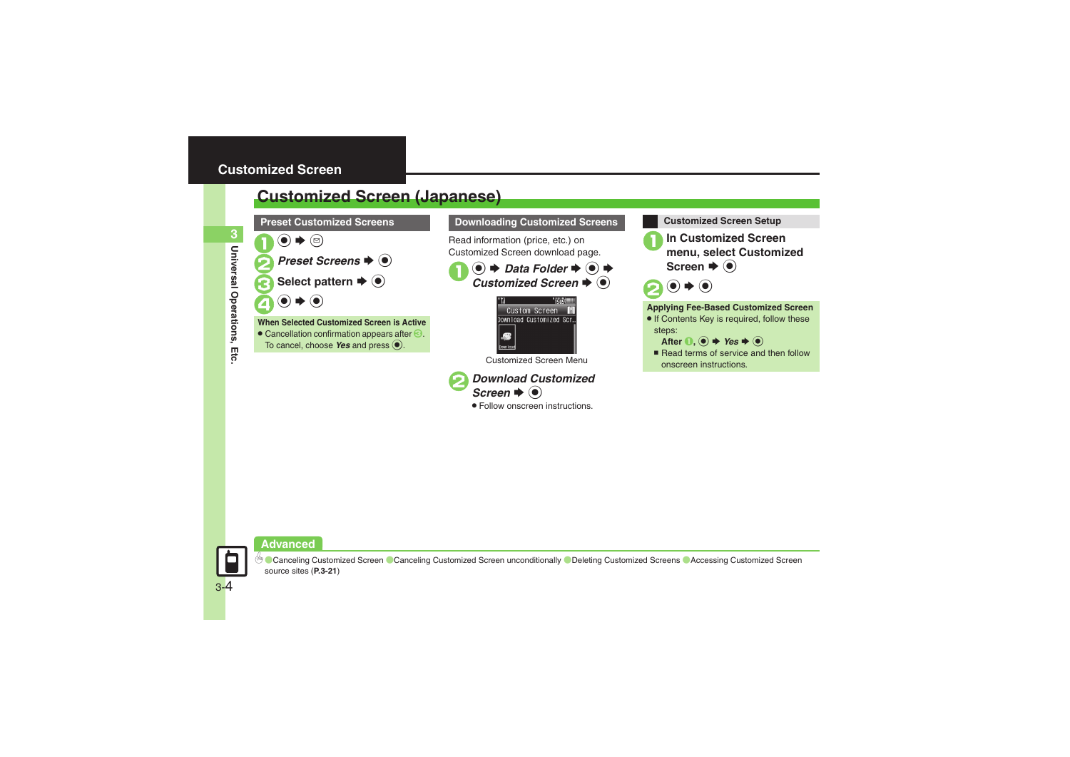# Customized Screen (Japanese)

## Preset Customized Screens

1. ● ➡ ✉
2. *Preset Screens* ➡ ●
3. Select pattern ➡ ●
4. ● ➡ ●

**When Selected Customized Screen is Active**

- Cancellation confirmation appears after 3. To cancel, choose *Yes* and press ●.

## Downloading Customized Screens

Read information (price, etc.) on Customized Screen download page.

1. ● ➡ *Data Folder* ➡ ● ➡ *Customized Screen* ➡ ●

Customized Screen Menu

2. *Download Customized Screen* ➡ ●
   - Follow onscreen instructions.

## Customized Screen Setup

1. **In Customized Screen menu, select Customized Screen** ➡ ●
2. ● ➡ ●

**Applying Fee-Based Customized Screen**

- If Contents Key is required, follow these steps:

  **After 1**, ● ➡ *Yes* ➡ ●

  - Read terms of service and then follow onscreen instructions.

## Advanced

Canceling Customized Screen, Canceling Customized Screen unconditionally, Deleting Customized Screens, Accessing Customized Screen source sites (**P.3-21**)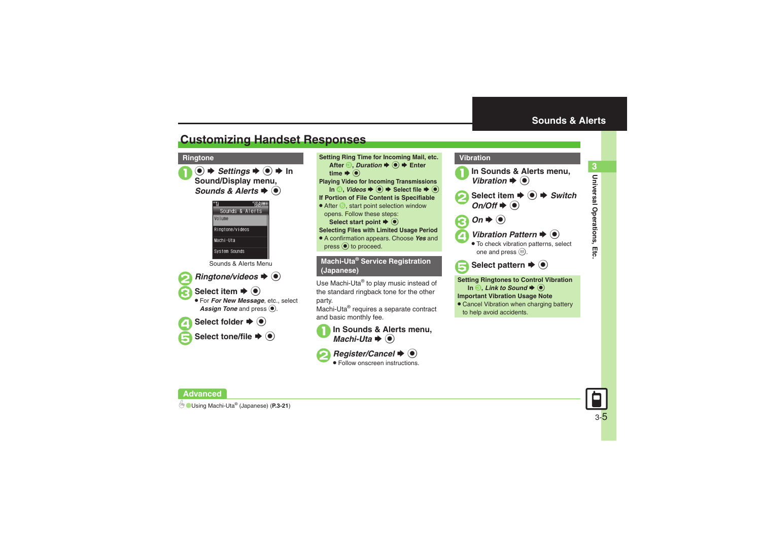## Customizing Handset Responses

### Ringtone

1. ● ➡ *Settings* ➡ ● ➡ In Sound/Display menu, *Sounds & Alerts* ➡ ●

Sounds & Alerts
Volume
Ringtone/Videos
Machi-Uta
System Sounds

Sounds & Alerts Menu

2. *Ringtone/videos* ➡ ●
3. Select item ➡ ●
   - For *For New Message*, etc., select *Assign Tone* and press ●.
4. Select folder ➡ ●
5. Select tone/file ➡ ●

**Setting Ring Time for Incoming Mail, etc.**
After 3, *Duration* ➡ ● ➡ Enter time ➡ ●

**Playing Video for Incoming Transmissions**
In 4, *Videos* ➡ ● ➡ Select file ➡ ●

**If Portion of File Content is Specifiable**
- After 5, start point selection window opens. Follow these steps:
  Select start point ➡ ●

**Selecting Files with Limited Usage Period**
- A confirmation appears. Choose *Yes* and press ● to proceed.

### Machi-Uta® Service Registration (Japanese)

Use Machi-Uta® to play music instead of the standard ringback tone for the other party.
Machi-Uta® requires a separate contract and basic monthly fee.

1. In Sounds & Alerts menu, *Machi-Uta* ➡ ●
2. *Register/Cancel* ➡ ●
   - Follow onscreen instructions.

### Vibration

1. In Sounds & Alerts menu, *Vibration* ➡ ●
2. Select item ➡ ● ➡ *Switch On/Off* ➡ ●
3. *On* ➡ ●
4. *Vibration Pattern* ➡ ●
   - To check vibration patterns, select one and press ✉.
5. Select pattern ➡ ●

**Setting Ringtones to Control Vibration**
In 3, *Link to Sound* ➡ ●

**Important Vibration Usage Note**
- Cancel Vibration when charging battery to help avoid accidents.

**Advanced**

Using Machi-Uta® (Japanese) (**P.3-21**)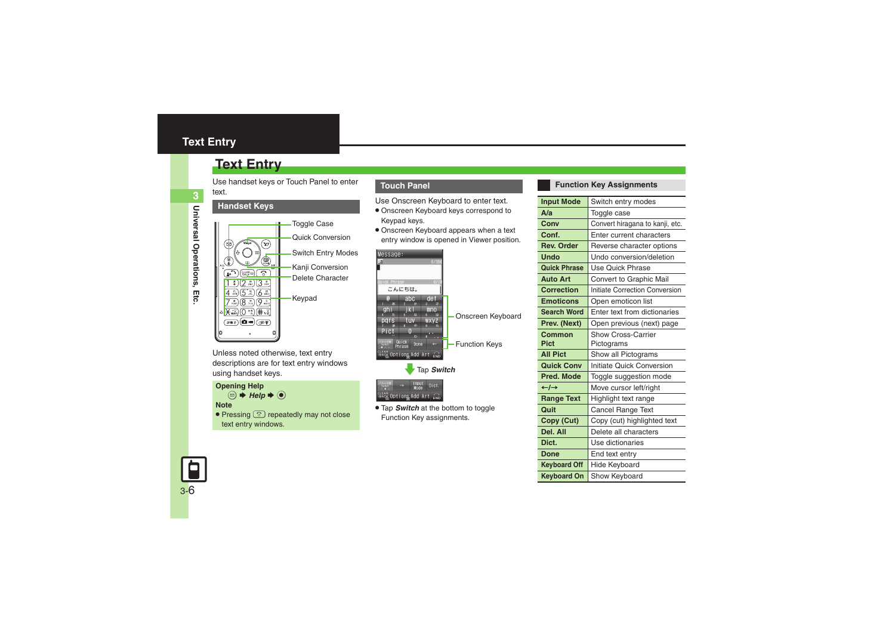# Text Entry

Use handset keys or Touch Panel to enter text.

## Handset Keys

Toggle Case
Quick Conversion
Switch Entry Modes
Kanji Conversion
Delete Character
Keypad

Unless noted otherwise, text entry descriptions are for text entry windows using handset keys.

**Opening Help**

➡ *Help* ➡

**Note**

- Pressing repeatedly may not close text entry windows.

## Touch Panel

Use Onscreen Keyboard to enter text.

- Onscreen Keyboard keys correspond to Keypad keys.
- Onscreen Keyboard appears when a text entry window is opened in Viewer position.

Onscreen Keyboard
Function Keys

Tap *Switch*

- Tap *Switch* at the bottom to toggle Function Key assignments.

## Function Key Assignments

| | |
|---|---|
| **Input Mode** | Switch entry modes |
| **A/a** | Toggle case |
| **Conv** | Convert hiragana to kanji, etc. |
| **Conf.** | Enter current characters |
| **Rev. Order** | Reverse character options |
| **Undo** | Undo conversion/deletion |
| **Quick Phrase** | Use Quick Phrase |
| **Auto Art** | Convert to Graphic Mail |
| **Correction** | Initiate Correction Conversion |
| **Emoticons** | Open emoticon list |
| **Search Word** | Enter text from dictionaries |
| **Prev. (Next)** | Open previous (next) page |
| **Common Pict** | Show Cross-Carrier Pictograms |
| **All Pict** | Show all Pictograms |
| **Quick Conv** | Initiate Quick Conversion |
| **Pred. Mode** | Toggle suggestion mode |
| **←/→** | Move cursor left/right |
| **Range Text** | Highlight text range |
| **Quit** | Cancel Range Text |
| **Copy (Cut)** | Copy (cut) highlighted text |
| **Del. All** | Delete all characters |
| **Dict.** | Use dictionaries |
| **Done** | End text entry |
| **Keyboard Off** | Hide Keyboard |
| **Keyboard On** | Show Keyboard |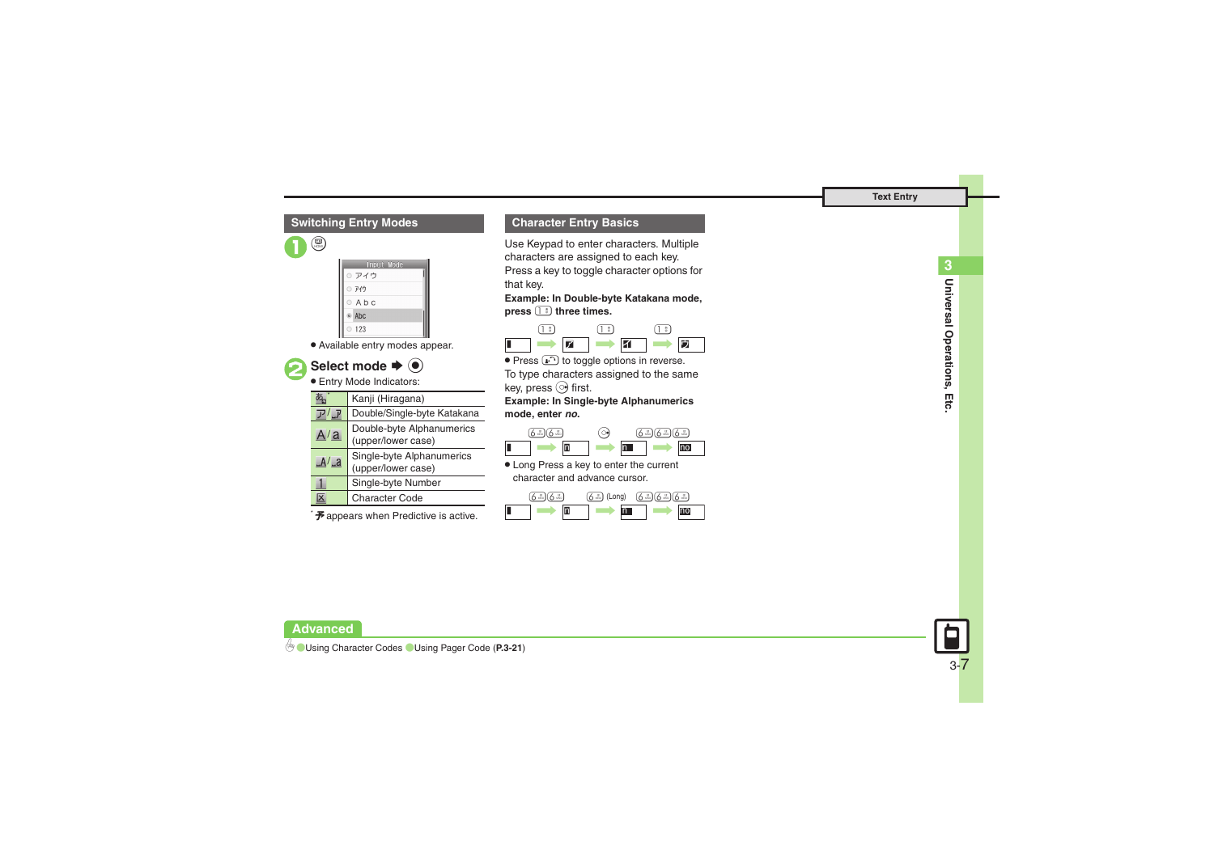## Switching Entry Modes

**1** (key)

Input Mode
- アイウ
- ｱｲｳ
- Ａｂｃ
- Abc
- 123

- Available entry modes appear.

**2** **Select mode ➡ ●**

- Entry Mode Indicators:

| | |
|---|---|
| あ* | Kanji (Hiragana) |
| ア/ｱ | Double/Single-byte Katakana |
| Ａ/ａ | Double-byte Alphanumerics (upper/lower case) |
| A/a | Single-byte Alphanumerics (upper/lower case) |
| 1 | Single-byte Number |
| 区 | Character Code |

* 予 appears when Predictive is active.

## Character Entry Basics

Use Keypad to enter characters. Multiple characters are assigned to each key. Press a key to toggle character options for that key.

**Example: In Double-byte Katakana mode, press 1 three times.**

1 → ア, 1 → イ, 1 → ウ

- Press (key) to toggle options in reverse.

To type characters assigned to the same key, press (key) first.

**Example: In Single-byte Alphanumerics mode, enter *no*.**

66 → n, (key) → n, 666 → no

- Long Press a key to enter the current character and advance cursor.

66 → n, 6 (Long) → n, 666 → no

**Advanced**

Using Character Codes / Using Pager Code (**P.3-21**)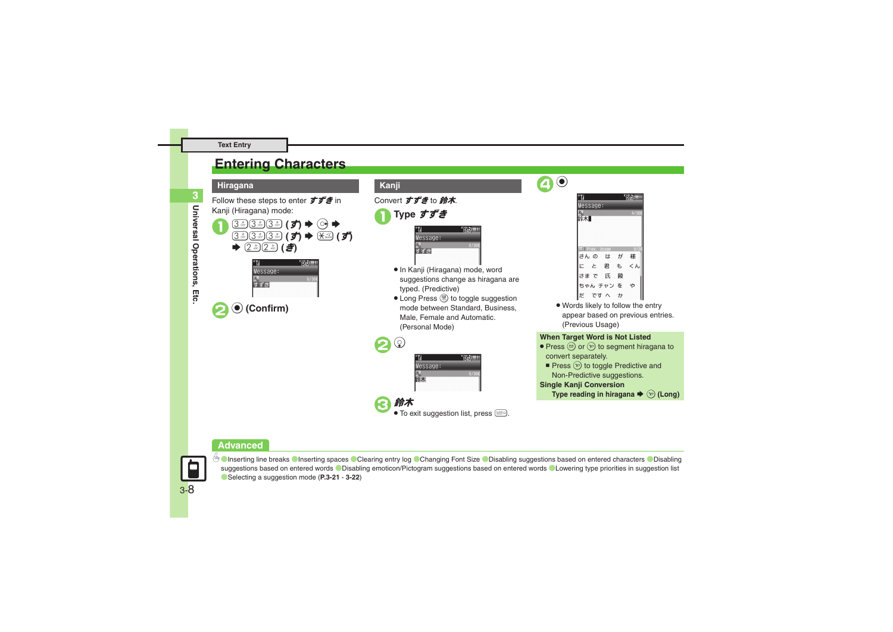Text Entry

# Entering Characters

## Hiragana

Follow these steps to enter すずき in Kanji (Hiragana) mode:

1. 3 3 3 (す) ➡ ◯ ➡ 3 3 3 (す) ➡ ＊ (ず) ➡ 2 2 (き)

2. ◉ (Confirm)

## Kanji

Convert すずき to 鈴木.

1. Type すずき
   - In Kanji (Hiragana) mode, word suggestions change as hiragana are typed. (Predictive)
   - Long Press ☺ to toggle suggestion mode between Standard, Business, Male, Female and Automatic. (Personal Mode)

2. ○

3. 鈴木
   - To exit suggestion list, press ▭.

4. ◉
   - Words likely to follow the entry appear based on previous entries. (Previous Usage)

**When Target Word is Not Listed**

- Press ◎ or ◎ to segment hiragana to convert separately.
  - ■ Press ◎ to toggle Predictive and Non-Predictive suggestions.

**Single Kanji Conversion**

Type reading in hiragana ➡ ◎ (Long)

## Advanced

●Inserting line breaks ●Inserting spaces ●Clearing entry log ●Changing Font Size ●Disabling suggestions based on entered characters ●Disabling suggestions based on entered words ●Disabling emoticon/Pictogram suggestions based on entered words ●Lowering type priorities in suggestion list ●Selecting a suggestion mode (**P.3-21** - **3-22**)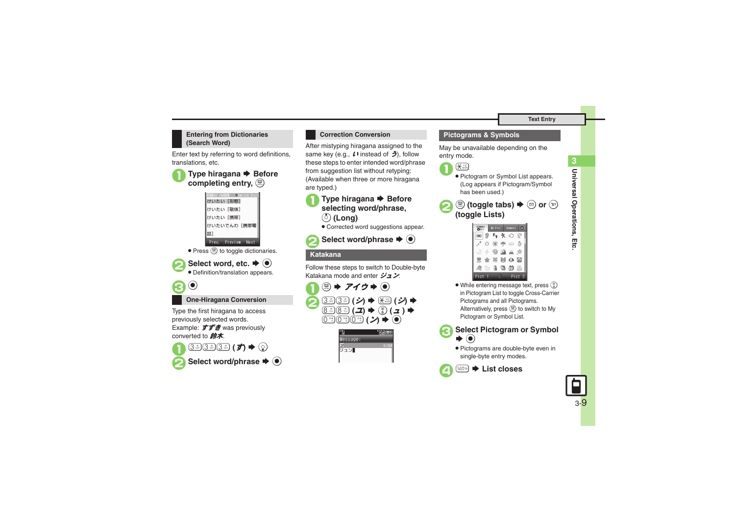## Entering from Dictionaries (Search Word)

Enter text by referring to word definitions, translations, etc.

**1** **Type hiragana ➡ Before completing entry,** 

- Press  to toggle dictionaries.

**2** **Select word, etc. ➡ ●**

- Definition/translation appears.

**3** ●

## One-Hiragana Conversion

Type the first hiragana to access previously selected words.
Example: すずき was previously converted to 鈴木.

**1** 3 3 3 (ず) ➡ 

**2** **Select word/phrase ➡ ●**

## Correction Conversion

After mistyping hiragana assigned to the same key (e.g., い instead of う), follow these steps to correct and enter intended word/phrase from suggestion list without retyping:
(Available when three or more hiragana are typed.)

**1** **Type hiragana ➡ Before selecting word/phrase,**  **(Long)**

- Corrected word suggestions appear.

**2** **Select word/phrase ➡ ●**

## Katakana

Follow these steps to switch to Double-byte Katakana mode and enter ジュン.

**1**  ➡ アイウ ➡ ●

**2** 3 3 (シ) ➡  (ジ) ➡ 8 8 (ユ) ➡  (ュ) ➡ 0 0 0 (ン) ➡ ●

## Pictograms & Symbols

May be unavailable depending on the entry mode.

**1** 

- Pictogram or Symbol List appears. (Log appears if Pictogram/Symbol has been used.)

**2**  **(toggle tabs) ➡  or  (toggle Lists)**

- While entering message text, press  in Pictogram List to toggle Cross-Carrier Pictograms and all Pictograms. Alternatively, press  to switch to My Pictogram or Symbol List.

**3** **Select Pictogram or Symbol ➡ ●**

- Pictograms are double-byte even in single-byte entry modes.

**4**  **➡ List closes**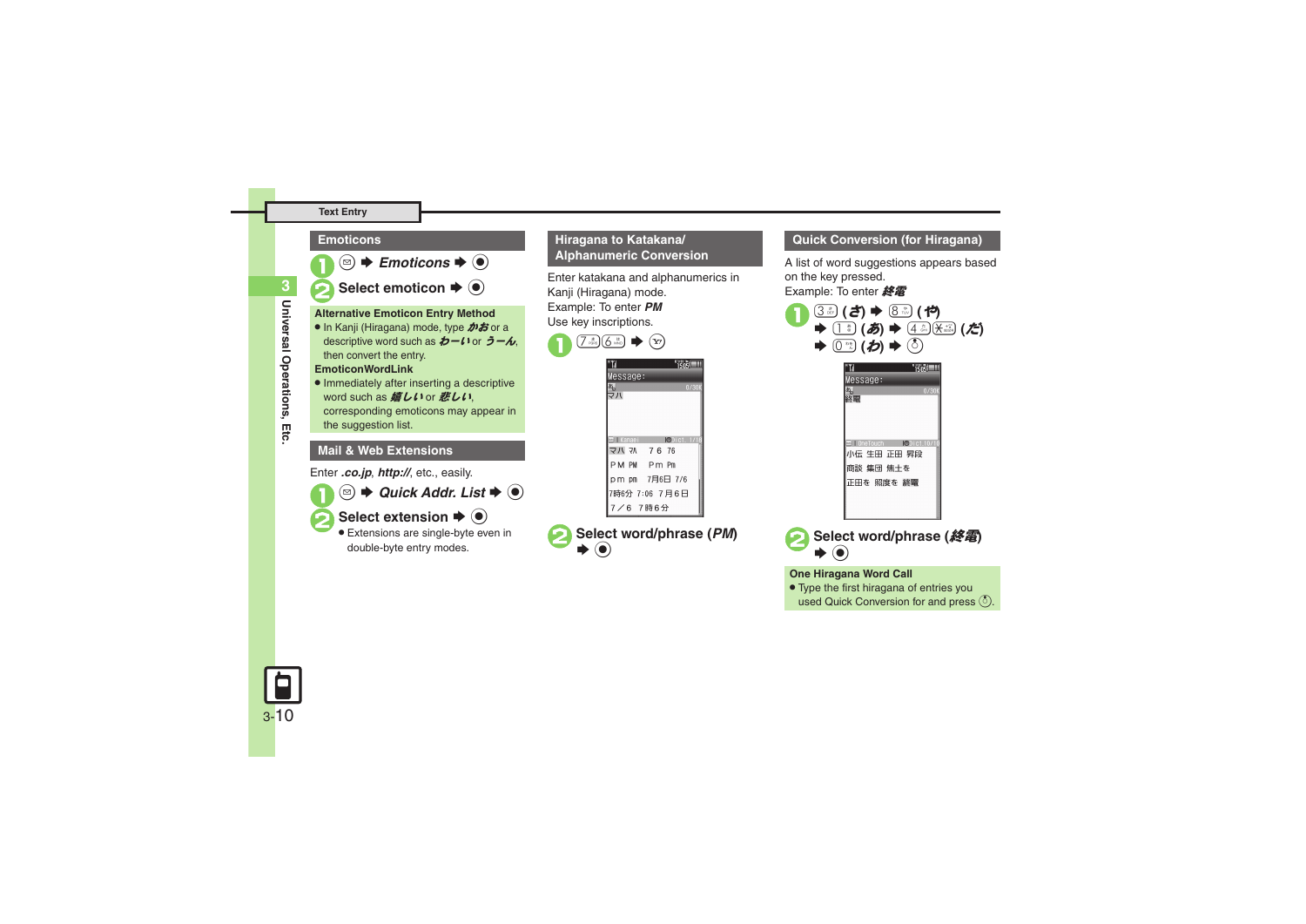## Emoticons

1. ✉ ➡ ***Emoticons*** ➡ ●
2. **Select emoticon** ➡ ●

**Alternative Emoticon Entry Method**

- In Kanji (Hiragana) mode, type ***かお*** or a descriptive word such as ***わーい*** or ***うーん***, then convert the entry.

**EmoticonWordLink**

- Immediately after inserting a descriptive word such as ***嬉しい*** or ***悲しい***, corresponding emoticons may appear in the suggestion list.

## Mail & Web Extensions

Enter ***.co.jp***, ***http://***, etc., easily.

1. ✉ ➡ ***Quick Addr. List*** ➡ ●
2. **Select extension** ➡ ●
   - Extensions are single-byte even in double-byte entry modes.

## Hiragana to Katakana/ Alphanumeric Conversion

Enter katakana and alphanumerics in Kanji (Hiragana) mode.
Example: To enter ***PM***
Use key inscriptions.

1. 7 6 ➡ (Y!)
2. **Select word/phrase (*PM*)** ➡ ●

## Quick Conversion (for Hiragana)

A list of word suggestions appears based on the key pressed.
Example: To enter ***終電***

1. 3 ***(さ)*** ➡ 8 ***(や)*** ➡ 1 ***(あ)*** ➡ 4 ✻ ***(だ)*** ➡ 0 ***(わ)*** ➡ ○
2. **Select word/phrase (*終電*)** ➡ ●

**One Hiragana Word Call**

- Type the first hiragana of entries you used Quick Conversion for and press ○.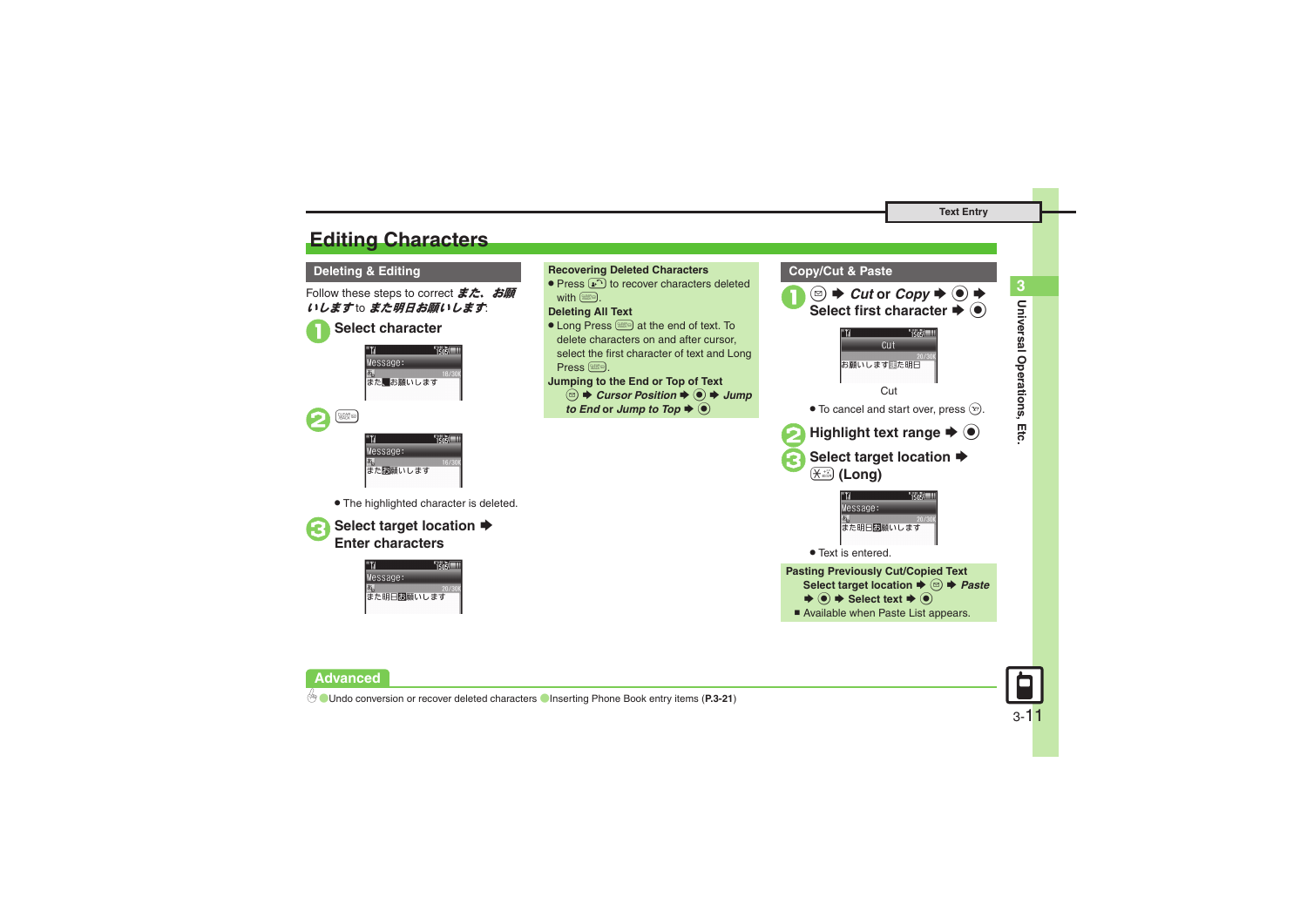# Editing Characters

## Deleting & Editing

Follow these steps to correct *また、お願いします* to *また明日お願いします*:

1. **Select character**

   Message:
   また■お願いします

2. (CLEAR key)

   Message:
   またお願いします

   - The highlighted character is deleted.

3. **Select target location ➡ Enter characters**

   Message:
   また明日お願いします

### Recovering Deleted Characters

- Press (key) to recover characters deleted with (key).

### Deleting All Text

- Long Press (key) at the end of text. To delete characters on and after cursor, select the first character of text and Long Press (key).

### Jumping to the End or Top of Text

(key) ➡ ***Cursor Position*** ➡ ● ➡ ***Jump to End*** or ***Jump to Top*** ➡ ●

## Copy/Cut & Paste

1. (key) ➡ ***Cut*** or ***Copy*** ➡ ● ➡ **Select first character** ➡ ●

   Cut
   お願いします また明日

   Cut

   - To cancel and start over, press (key).

2. **Highlight text range** ➡ ●

3. **Select target location** ➡ (key) **(Long)**

   Message:
   また明日お願いします

   - Text is entered.

### Pasting Previously Cut/Copied Text

**Select target location** ➡ (key) ➡ ***Paste*** ➡ ● ➡ **Select text** ➡ ●

■ Available when Paste List appears.

## Advanced

● Undo conversion or recover deleted characters ● Inserting Phone Book entry items (**P.3-21**)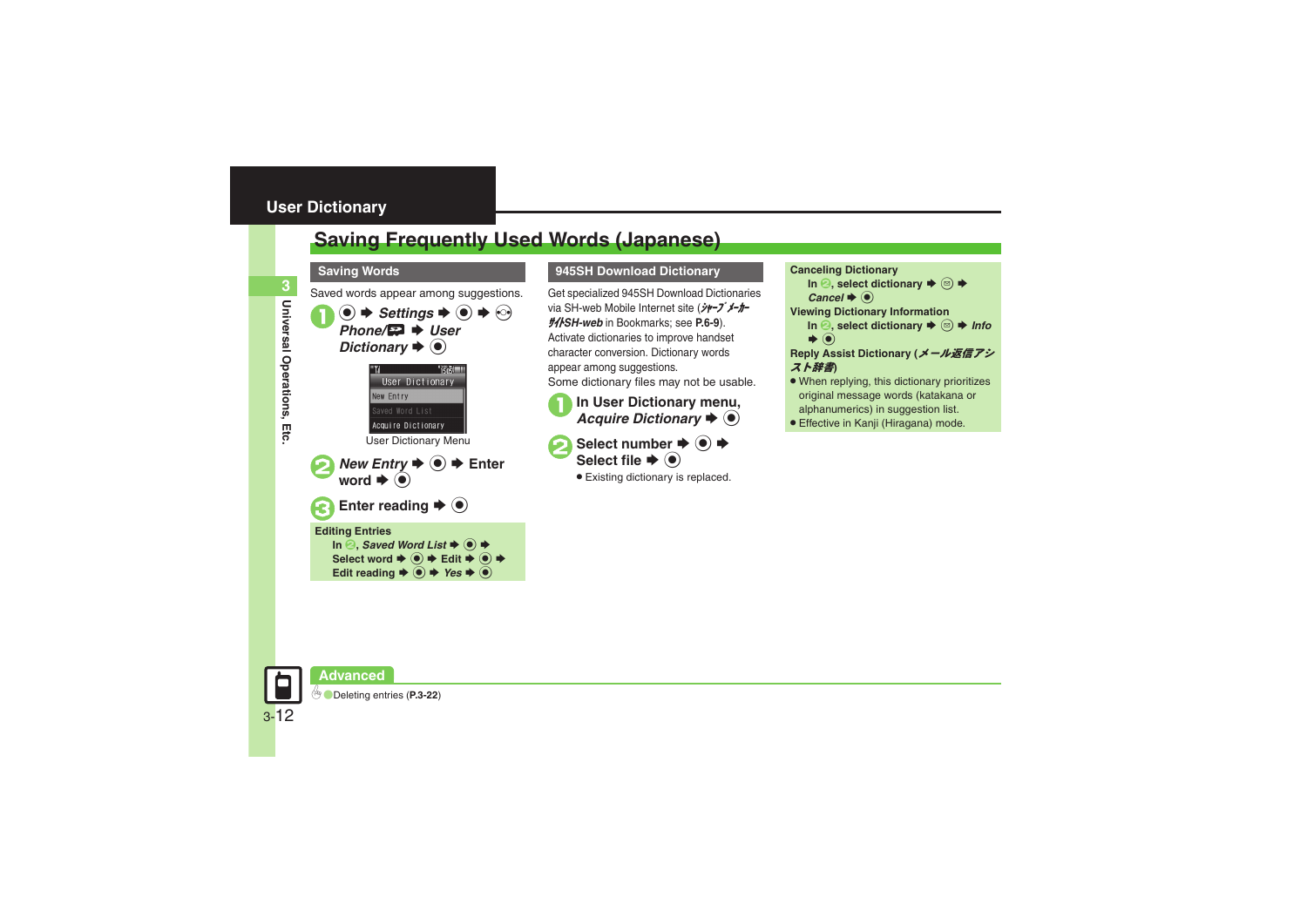# User Dictionary

## Saving Frequently Used Words (Japanese)

### Saving Words

Saved words appear among suggestions.

1. ● ➡ *Settings* ➡ ● ➡ ⊙ *Phone/* ➡ *User Dictionary* ➡ ●

User Dictionary
New Entry
Saved Word List
Acquire Dictionary

User Dictionary Menu

2. *New Entry* ➡ ● ➡ Enter word ➡ ●

3. Enter reading ➡ ●

**Editing Entries**
In 2, *Saved Word List* ➡ ● ➡ Select word ➡ ● ➡ Edit ➡ ● ➡ Edit reading ➡ ● ➡ *Yes* ➡ ●

### 945SH Download Dictionary

Get specialized 945SH Download Dictionaries via SH-web Mobile Internet site (*ｼｬｰﾌﾟﾒｰｶｰｻｲﾄSH-web* in Bookmarks; see **P.6-9**).
Activate dictionaries to improve handset character conversion. Dictionary words appear among suggestions.
Some dictionary files may not be usable.

1. In User Dictionary menu, *Acquire Dictionary* ➡ ●

2. Select number ➡ ● ➡ Select file ➡ ●
   - Existing dictionary is replaced.

**Canceling Dictionary**
In 2, select dictionary ➡ ⊜ ➡ *Cancel* ➡ ●

**Viewing Dictionary Information**
In 2, select dictionary ➡ ⊜ ➡ *Info* ➡ ●

**Reply Assist Dictionary (*メール返信アシスト辞書*)**
- When replying, this dictionary prioritizes original message words (katakana or alphanumerics) in suggestion list.
- Effective in Kanji (Hiragana) mode.

**Advanced**

Deleting entries (**P.3-22**)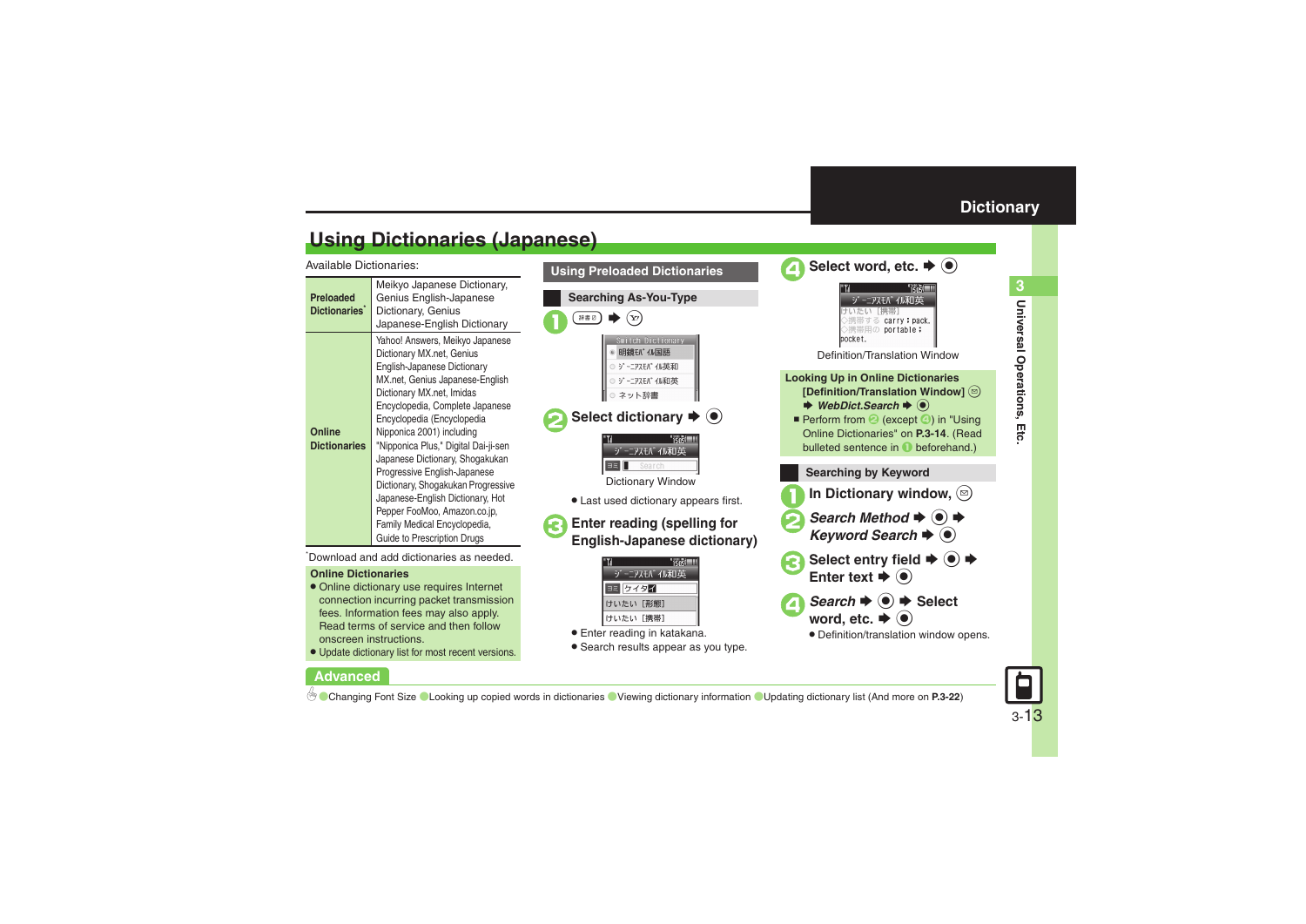## Dictionary

# Using Dictionaries (Japanese)

Available Dictionaries:

| | |
|---|---|
| **Preloaded Dictionaries*** | Meikyo Japanese Dictionary, Genius English-Japanese Dictionary, Genius Japanese-English Dictionary |
| **Online Dictionaries** | Yahoo! Answers, Meikyo Japanese Dictionary MX.net, Genius English-Japanese Dictionary MX.net, Genius Japanese-English Dictionary MX.net, Imidas Encyclopedia, Complete Japanese Encyclopedia (Encyclopedia Nipponica 2001) including "Nipponica Plus," Digital Dai-ji-sen Japanese Dictionary, Shogakukan Progressive English-Japanese Dictionary, Shogakukan Progressive Japanese-English Dictionary, Hot Pepper FooMoo, Amazon.co.jp, Family Medical Encyclopedia, Guide to Prescription Drugs |

*Download and add dictionaries as needed.

**Online Dictionaries**

- Online dictionary use requires Internet connection incurring packet transmission fees. Information fees may also apply. Read terms of service and then follow onscreen instructions.
- Update dictionary list for most recent versions.

## Using Preloaded Dictionaries

### Searching As-You-Type

1. 辞書 ➡ Y!

2. **Select dictionary ➡ ◉**

   Dictionary Window

   - Last used dictionary appears first.

3. **Enter reading (spelling for English-Japanese dictionary)**

   - Enter reading in katakana.
   - Search results appear as you type.

4. **Select word, etc. ➡ ◉**

   Definition/Translation Window

**Looking Up in Online Dictionaries**

**[Definition/Translation Window] ✉ ➡ *WebDict.Search* ➡ ◉**

- Perform from ❷ (except ❹) in "Using Online Dictionaries" on **P.3-14**. (Read bulleted sentence in ❶ beforehand.)

### Searching by Keyword

1. **In Dictionary window, ✉**
2. ***Search Method* ➡ ◉ ➡ *Keyword Search* ➡ ◉**
3. **Select entry field ➡ ◉ ➡ Enter text ➡ ◉**
4. ***Search* ➡ ◉ ➡ Select word, etc. ➡ ◉**
   - Definition/translation window opens.

**Advanced**

●Changing Font Size ●Looking up copied words in dictionaries ●Viewing dictionary information ●Updating dictionary list (And more on **P.3-22**)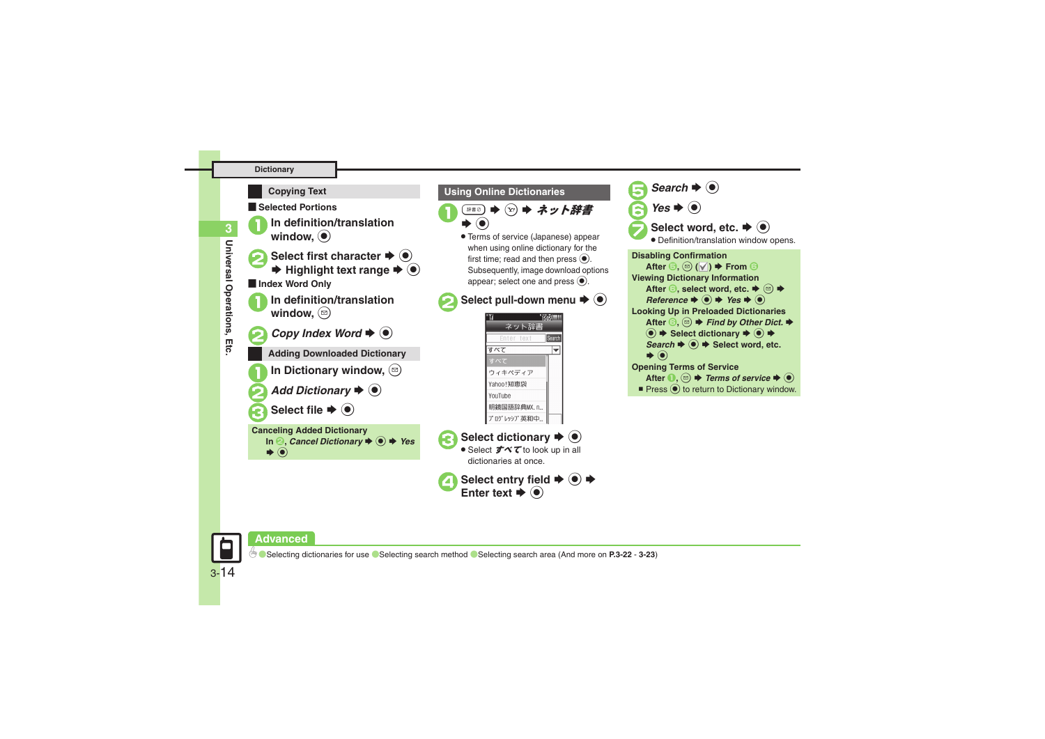## Dictionary

### Copying Text

**Selected Portions**

1. In definition/translation window, ●
2. Select first character ➡ ● ➡ Highlight text range ➡ ●

**Index Word Only**

1. In definition/translation window, ✉
2. *Copy Index Word* ➡ ●

### Adding Downloaded Dictionary

1. In Dictionary window, ✉
2. *Add Dictionary* ➡ ●
3. Select file ➡ ●

**Canceling Added Dictionary**
In 2, *Cancel Dictionary* ➡ ● ➡ *Yes* ➡ ●

### Using Online Dictionaries

1. 辞書 ➡ Y! ➡ *ネット辞書* ➡ ●
   - Terms of service (Japanese) appear when using online dictionary for the first time; read and then press ●. Subsequently, image download options appear; select one and press ●.
2. Select pull-down menu ➡ ●
3. Select dictionary ➡ ●
   - Select *すべて* to look up in all dictionaries at once.
4. Select entry field ➡ ● ➡ Enter text ➡ ●
5. *Search* ➡ ●
6. *Yes* ➡ ●
7. Select word, etc. ➡ ●
   - Definition/translation window opens.

**Disabling Confirmation**
After 5, ✉ (☑) ➡ From 6

**Viewing Dictionary Information**
After 6, select word, etc. ➡ ✉ ➡ *Reference* ➡ ● ➡ *Yes* ➡ ●

**Looking Up in Preloaded Dictionaries**
After 6, ✉ ➡ *Find by Other Dict.* ➡ ● ➡ Select dictionary ➡ ● ➡ *Search* ➡ ● ➡ Select word, etc. ➡ ●

**Opening Terms of Service**
After 1, ✉ ➡ *Terms of service* ➡ ●
- Press ● to return to Dictionary window.

### Advanced

Selecting dictionaries for use / Selecting search method / Selecting search area (And more on **P.3-22** - **3-23**)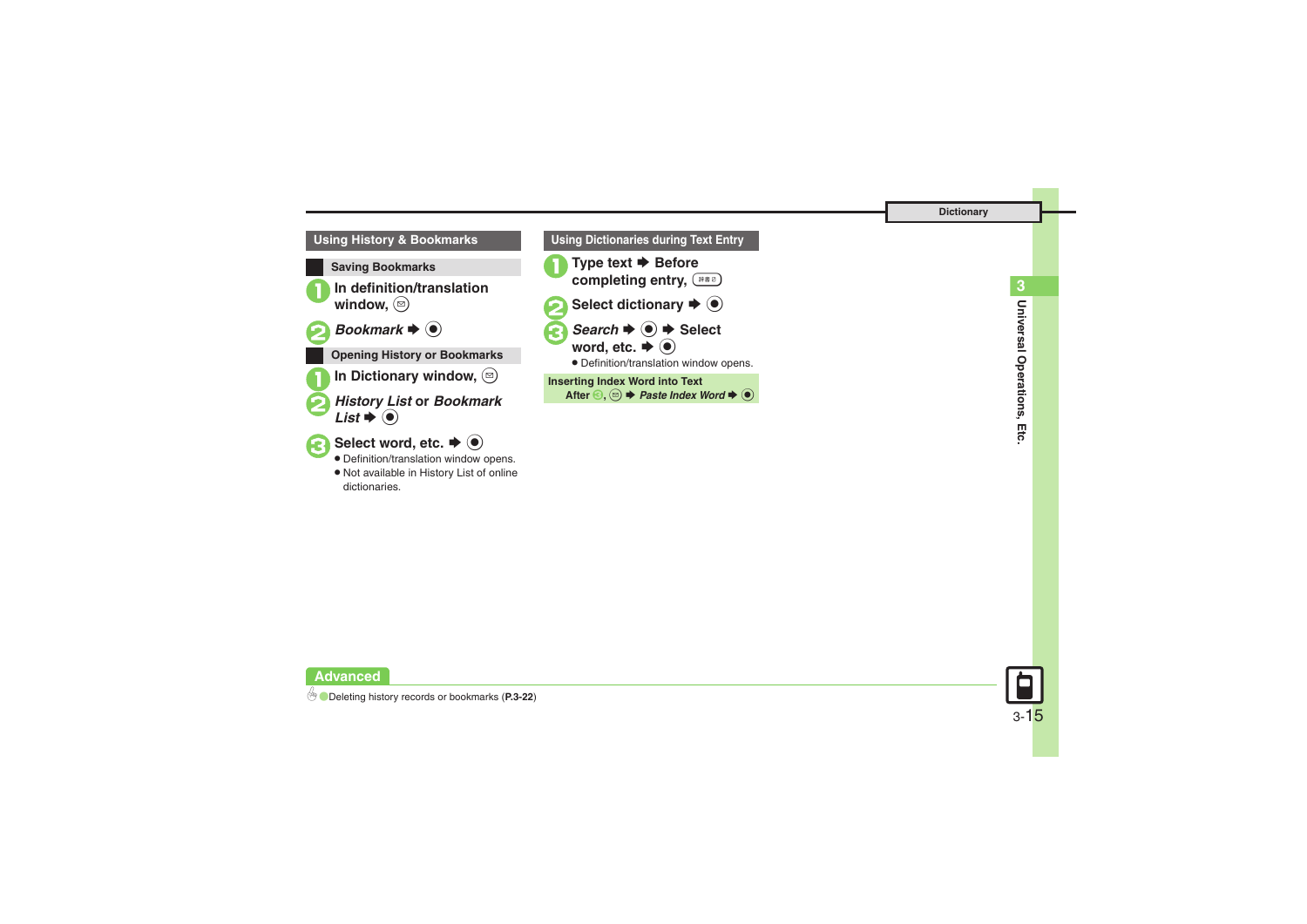## Using History & Bookmarks

### Saving Bookmarks

1. In definition/translation window, ✉
2. *Bookmark* ➡ ●

### Opening History or Bookmarks

1. In Dictionary window, ✉
2. *History List* or *Bookmark List* ➡ ●
3. Select word, etc. ➡ ●
   - Definition/translation window opens.
   - Not available in History List of online dictionaries.

## Using Dictionaries during Text Entry

1. Type text ➡ Before completing entry, 辞書
2. Select dictionary ➡ ●
3. *Search* ➡ ● ➡ Select word, etc. ➡ ●
   - Definition/translation window opens.

**Inserting Index Word into Text**

After 3, ✉ ➡ *Paste Index Word* ➡ ●

**Advanced**

- Deleting history records or bookmarks (**P.3-22**)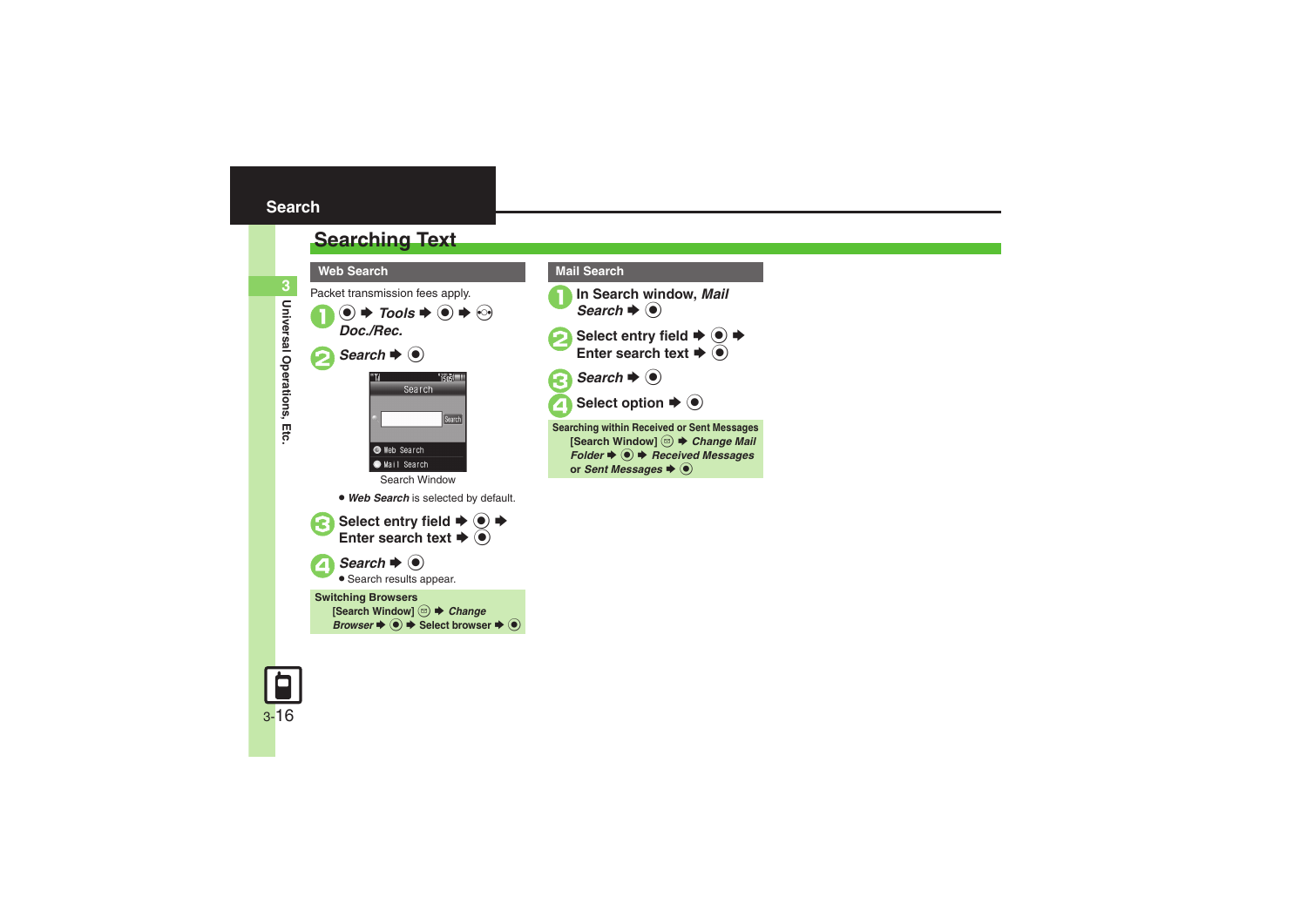# Search

## Searching Text

### Web Search

Packet transmission fees apply.

1. ● ➡ *Tools* ➡ ● ➡ ⊙ *Doc./Rec.*
2. *Search* ➡ ●

Search Window

- *Web Search* is selected by default.

3. Select entry field ➡ ● ➡ Enter search text ➡ ●
4. *Search* ➡ ●
   - Search results appear.

**Switching Browsers**
[Search Window] ⊜ ➡ *Change Browser* ➡ ● ➡ Select browser ➡ ●

### Mail Search

1. In Search window, *Mail Search* ➡ ●
2. Select entry field ➡ ● ➡ Enter search text ➡ ●
3. *Search* ➡ ●
4. Select option ➡ ●

**Searching within Received or Sent Messages**
[Search Window] ⊜ ➡ *Change Mail Folder* ➡ ● ➡ *Received Messages* or *Sent Messages* ➡ ●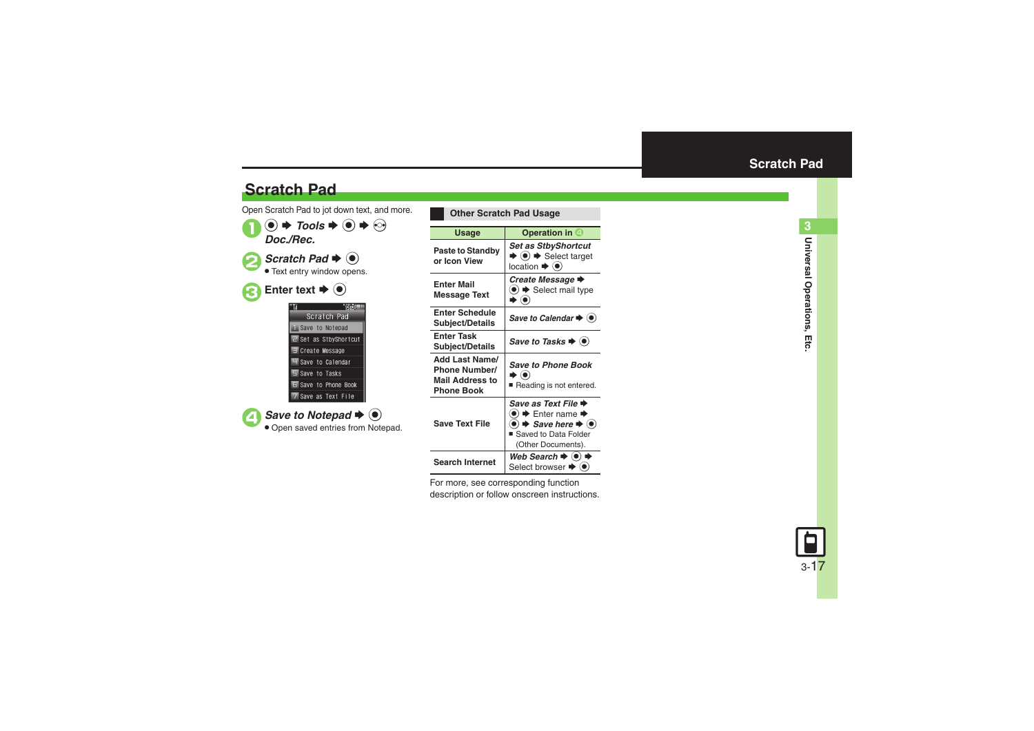# Scratch Pad

Open Scratch Pad to jot down text, and more.

1. ● ➡ *Tools* ➡ ● ➡ ⊙ *Doc./Rec.*
2. *Scratch Pad* ➡ ●
   - Text entry window opens.
3. Enter text ➡ ●

   Scratch Pad
   1 Save to Notepad
   2 Set as StbyShortcut
   3 Create Message
   4 Save to Calendar
   5 Save to Tasks
   6 Save to Phone Book
   7 Save as Text File

4. *Save to Notepad* ➡ ●
   - Open saved entries from Notepad.

## Other Scratch Pad Usage

| Usage | Operation in 4 |
|---|---|
| Paste to Standby or Icon View | *Set as StbyShortcut* ➡ ● ➡ Select target location ➡ ● |
| Enter Mail Message Text | *Create Message* ➡ ● ➡ Select mail type ➡ ● |
| Enter Schedule Subject/Details | *Save to Calendar* ➡ ● |
| Enter Task Subject/Details | *Save to Tasks* ➡ ● |
| Add Last Name/ Phone Number/ Mail Address to Phone Book | *Save to Phone Book* ➡ ● ■ Reading is not entered. |
| Save Text File | *Save as Text File* ➡ ● ➡ Enter name ➡ ● ➡ *Save here* ➡ ● ■ Saved to Data Folder (Other Documents). |
| Search Internet | *Web Search* ➡ ● ➡ Select browser ➡ ● |

For more, see corresponding function description or follow onscreen instructions.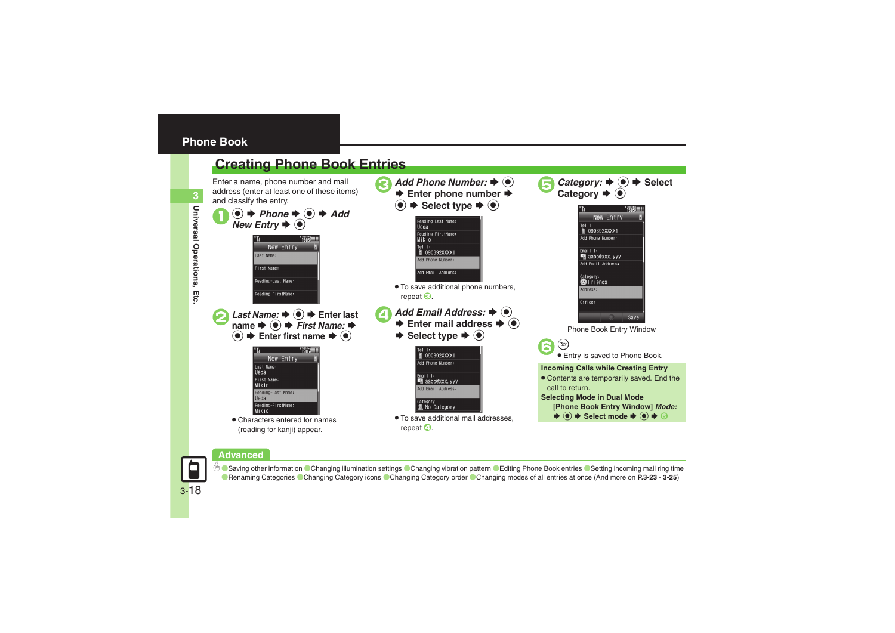## Phone Book

# Creating Phone Book Entries

Enter a name, phone number and mail address (enter at least one of these items) and classify the entry.

**1** ● ➡ ***Phone*** ➡ ● ➡ ***Add New Entry*** ➡ ●

**2** ***Last Name:*** ➡ ● ➡ **Enter last name** ➡ ● ➡ ***First Name:*** ➡ ● ➡ **Enter first name** ➡ ●

- Characters entered for names (reading for kanji) appear.

**3** ***Add Phone Number:*** ➡ ● ➡ **Enter phone number** ➡ ● ➡ **Select type** ➡ ●

- To save additional phone numbers, repeat 3.

**4** ***Add Email Address:*** ➡ ● ➡ **Enter mail address** ➡ ● ➡ **Select type** ➡ ●

- To save additional mail addresses, repeat 4.

**5** ***Category:*** ➡ ● ➡ **Select Category** ➡ ●

Phone Book Entry Window

**6** (Y!)

- Entry is saved to Phone Book.

**Incoming Calls while Creating Entry**

- Contents are temporarily saved. End the call to return.

**Selecting Mode in Dual Mode**

**[Phone Book Entry Window]** ***Mode:*** ➡ ● ➡ **Select mode** ➡ ● ➡ 6

## Advanced

Saving other information · Changing illumination settings · Changing vibration pattern · Editing Phone Book entries · Setting incoming mail ring time · Renaming Categories · Changing Category icons · Changing Category order · Changing modes of all entries at once (And more on **P.3-23 - 3-25**)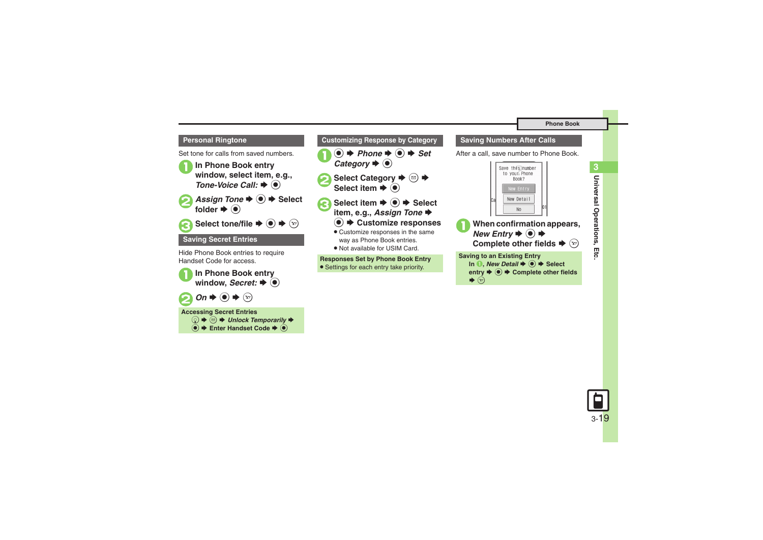## Personal Ringtone

Set tone for calls from saved numbers.

1. In Phone Book entry window, select item, e.g., *Tone-Voice Call:* ➡ ●
2. *Assign Tone* ➡ ● ➡ Select folder ➡ ●
3. Select tone/file ➡ ● ➡ ●

## Saving Secret Entries

Hide Phone Book entries to require Handset Code for access.

1. In Phone Book entry window, *Secret:* ➡ ●
2. *On* ➡ ● ➡ ●

**Accessing Secret Entries**
● ➡ ● ➡ *Unlock Temporarily* ➡ ● ➡ Enter Handset Code ➡ ●

## Customizing Response by Category

1. ● ➡ *Phone* ➡ ● ➡ *Set Category* ➡ ●
2. Select Category ➡ ● ➡ Select item ➡ ●
3. Select item ➡ ● ➡ Select item, e.g., *Assign Tone* ➡ ● ➡ Customize responses
   - Customize responses in the same way as Phone Book entries.
   - Not available for USIM Card.

**Responses Set by Phone Book Entry**
- Settings for each entry take priority.

## Saving Numbers After Calls

After a call, save number to Phone Book.

Save this number to your Phone Book?
New Entry
New Detail
No

1. When confirmation appears, *New Entry* ➡ ● ➡ Complete other fields ➡ ●

**Saving to an Existing Entry**
In 1, *New Detail* ➡ ● ➡ Select entry ➡ ● ➡ Complete other fields ➡ ●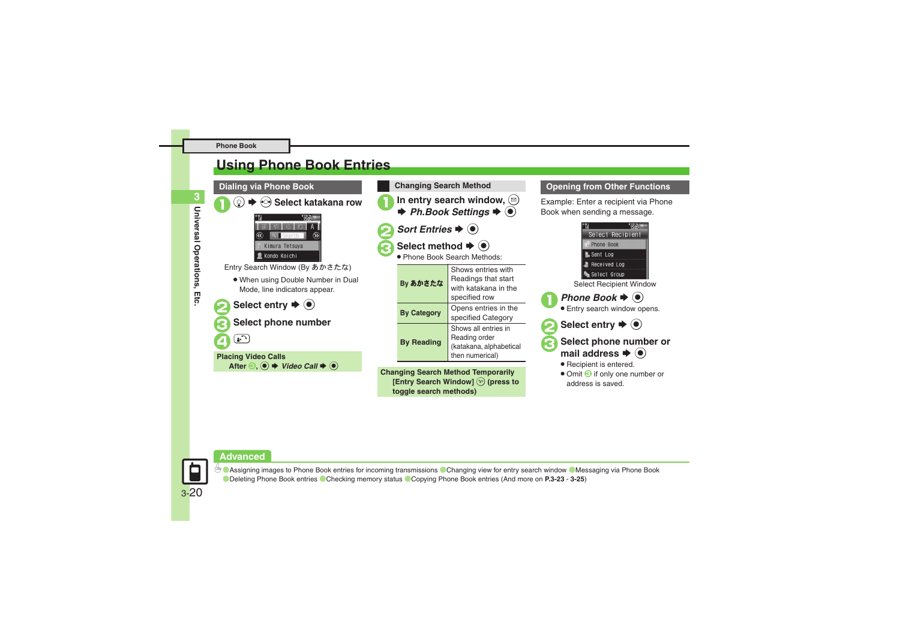# Using Phone Book Entries

## Dialing via Phone Book

1. → Select katakana row

Entry Search Window (By あかさたな)

- When using Double Number in Dual Mode, line indicators appear.

2. Select entry →
3. Select phone number
4.

**Placing Video Calls**
After 3, → *Video Call* →

## Changing Search Method

1. In entry search window, → *Ph.Book Settings* →
2. *Sort Entries* →
3. Select method →
   - Phone Book Search Methods:

| | |
|---|---|
| By あかさたな | Shows entries with Readings that start with katakana in the specified row |
| By Category | Opens entries in the specified Category |
| By Reading | Shows all entries in Reading order (katakana, alphabetical then numerical) |

**Changing Search Method Temporarily**
[Entry Search Window] (press to toggle search methods)

## Opening from Other Functions

Example: Enter a recipient via Phone Book when sending a message.

Select Recipient Window

1. *Phone Book* →
   - Entry search window opens.
2. Select entry →
3. Select phone number or mail address →
   - Recipient is entered.
   - Omit 3 if only one number or address is saved.

## Advanced

Assigning images to Phone Book entries for incoming transmissions · Changing view for entry search window · Messaging via Phone Book · Deleting Phone Book entries · Checking memory status · Copying Phone Book entries (And more on **P.3-23** - **3-25**)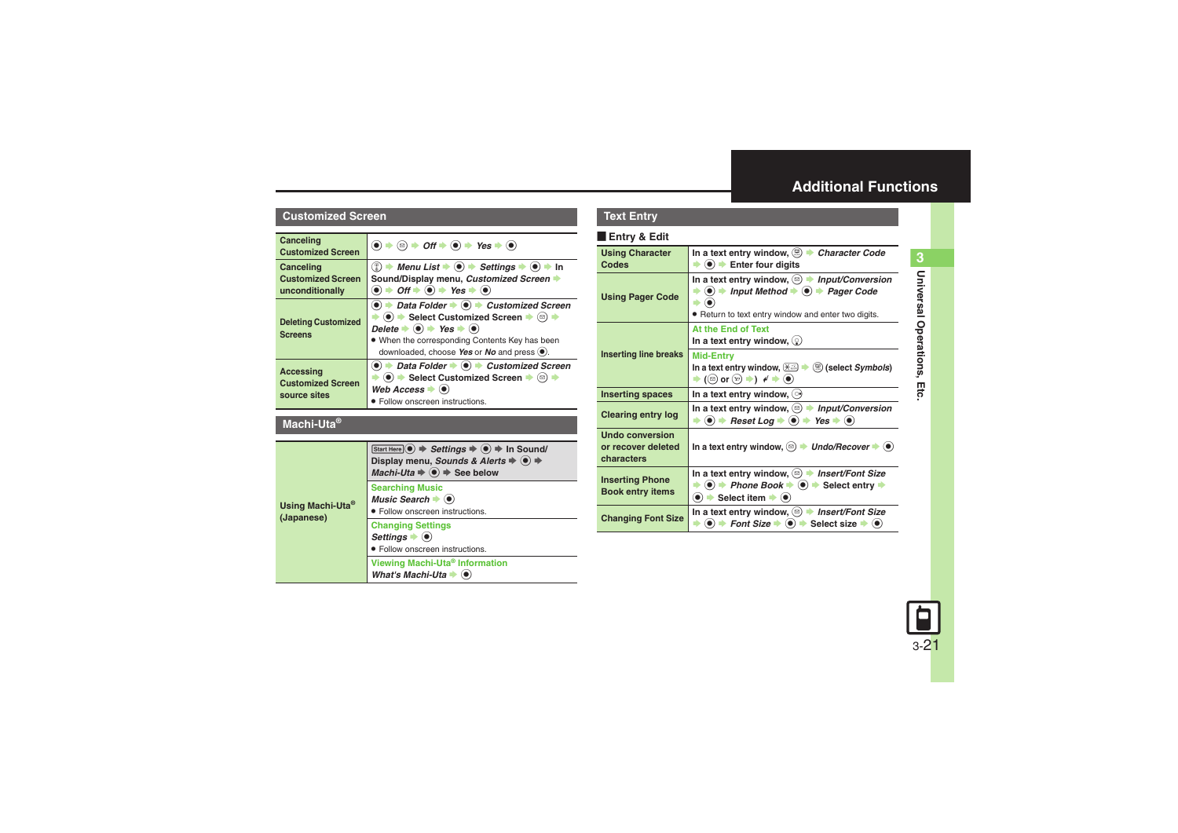## Additional Functions

### Customized Screen

| | |
|---|---|
| Canceling Customized Screen | ● ➡ ✉ ➡ *Off* ➡ ● ➡ *Yes* ➡ ● |
| Canceling Customized Screen unconditionally | ⓘ ➡ *Menu List* ➡ ● ➡ *Settings* ➡ ● ➡ In Sound/Display menu, *Customized Screen* ➡ ● ➡ *Off* ➡ ● ➡ *Yes* ➡ ● |
| Deleting Customized Screens | ● ➡ *Data Folder* ➡ ● ➡ *Customized Screen* ➡ ● ➡ Select Customized Screen ➡ ✉ ➡ *Delete* ➡ ● ➡ *Yes* ➡ ●<br>● When the corresponding Contents Key has been downloaded, choose *Yes* or *No* and press ●. |
| Accessing Customized Screen source sites | ● ➡ *Data Folder* ➡ ● ➡ *Customized Screen* ➡ ● ➡ Select Customized Screen ➡ ✉ ➡ *Web Access* ➡ ●<br>● Follow onscreen instructions. |

### Machi-Uta®

| | |
|---|---|
| Using Machi-Uta® (Japanese) | Start Here ● ➡ *Settings* ➡ ● ➡ In Sound/Display menu, *Sounds & Alerts* ➡ ● ➡ *Machi-Uta* ➡ ● ➡ See below<br>**Searching Music**<br>*Music Search* ➡ ●<br>● Follow onscreen instructions.<br>**Changing Settings**<br>*Settings* ➡ ●<br>● Follow onscreen instructions.<br>**Viewing Machi-Uta® Information**<br>*What's Machi-Uta* ➡ ● |

### Text Entry

#### Entry & Edit

| | |
|---|---|
| Using Character Codes | In a text entry window, ✉ ➡ *Character Code* ➡ ● ➡ Enter four digits |
| Using Pager Code | In a text entry window, ✉ ➡ *Input/Conversion* ➡ ● ➡ *Input Method* ➡ ● ➡ *Pager Code* ➡ ●<br>● Return to text entry window and enter two digits. |
| Inserting line breaks | **At the End of Text**<br>In a text entry window, ◎<br>**Mid-Entry**<br>In a text entry window, ✱ ➡ ✉ (select *Symbols*) ➡ (✉ or ◎ ➡) ↵ ➡ ● |
| Inserting spaces | In a text entry window, ◎ |
| Clearing entry log | In a text entry window, ✉ ➡ *Input/Conversion* ➡ ● ➡ *Reset Log* ➡ ● ➡ *Yes* ➡ ● |
| Undo conversion or recover deleted characters | In a text entry window, ✉ ➡ *Undo/Recover* ➡ ● |
| Inserting Phone Book entry items | In a text entry window, ✉ ➡ *Insert/Font Size* ➡ ● ➡ *Phone Book* ➡ ● ➡ Select entry ➡ ● ➡ Select item ➡ ● |
| Changing Font Size | In a text entry window, ✉ ➡ *Insert/Font Size* ➡ ● ➡ *Font Size* ➡ ● ➡ Select size ➡ ● |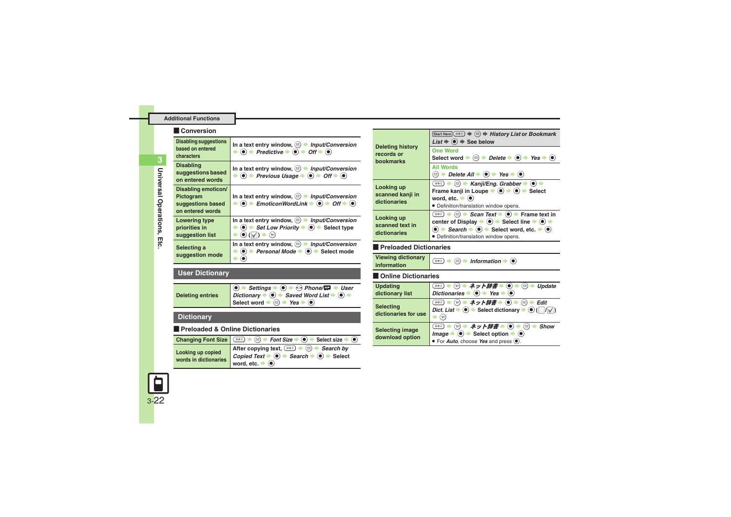## Additional Functions

### Conversion

| | |
|---|---|
| Disabling suggestions based on entered characters | In a text entry window, ✉ ➡ *Input/Conversion* ➡ ◉ ➡ *Predictive* ➡ ◉ ➡ *Off* ➡ ◉ |
| Disabling suggestions based on entered words | In a text entry window, ✉ ➡ *Input/Conversion* ➡ ◉ ➡ *Previous Usage* ➡ ◉ ➡ *Off* ➡ ◉ |
| Disabling emoticon/ Pictogram suggestions based on entered words | In a text entry window, ✉ ➡ *Input/Conversion* ➡ ◉ ➡ *EmoticonWordLink* ➡ ◉ ➡ *Off* ➡ ◉ |
| Lowering type priorities in suggestion list | In a text entry window, ✉ ➡ *Input/Conversion* ➡ ◉ ➡ *Set Low Priority* ➡ ◉ ➡ Select type ➡ ◉ (☑) ➡ Ⓨ |
| Selecting a suggestion mode | In a text entry window, ✉ ➡ *Input/Conversion* ➡ ◉ ➡ *Personal Mode* ➡ ◉ ➡ Select mode ➡ ◉ |

## User Dictionary

| | |
|---|---|
| Deleting entries | ◉ ➡ *Settings* ➡ ◉ ➡ ⊙ *Phone/* ➡ *User Dictionary* ➡ ◉ ➡ *Saved Word List* ➡ ◉ ➡ Select word ➡ ✉ ➡ *Yes* ➡ ◉ |

## Dictionary

### Preloaded & Online Dictionaries

| | |
|---|---|
| Changing Font Size | 辞書 ➡ ✉ ➡ *Font Size* ➡ ◉ ➡ Select size ➡ ◉ |
| Looking up copied words in dictionaries | After copying text, 辞書 ➡ ✉ ➡ *Search by Copied Text* ➡ ◉ ➡ *Search* ➡ ◉ ➡ Select word, etc. ➡ ◉ |
| Deleting history records or bookmarks | Start Here 辞書 ➡ ✉ ➡ *History List* or *Bookmark List* ➡ ◉ ➡ See below<br>**One Word**<br>Select word ➡ ✉ ➡ *Delete* ➡ ◉ ➡ *Yes* ➡ ◉<br>**All Words**<br>✉ ➡ *Delete All* ➡ ◉ ➡ *Yes* ➡ ◉ |
| Looking up scanned kanji in dictionaries | 辞書 ➡ ✉ ➡ *Kanji/Eng. Grabber* ➡ ◉ ➡ Frame kanji in Loupe ➡ ◉ ➡ ◉ ➡ Select word, etc. ➡ ◉<br>• Definition/translation window opens. |
| Looking up scanned text in dictionaries | 辞書 ➡ ✉ ➡ *Scan Text* ➡ ◉ ➡ Frame text in center of Display ➡ ◉ ➡ Select line ➡ ◉ ➡ ◉ ➡ *Search* ➡ ◉ ➡ Select word, etc. ➡ ◉<br>• Definition/translation window opens. |

### Preloaded Dictionaries

| | |
|---|---|
| Viewing dictionary information | 辞書 ➡ ✉ ➡ *Information* ➡ ◉ |

### Online Dictionaries

| | |
|---|---|
| Updating dictionary list | 辞書 ➡ Ⓨ ➡ *ネット辞書* ➡ ◉ ➡ ✉ ➡ *Update Dictionaries* ➡ ◉ ➡ *Yes* ➡ ◉ |
| Selecting dictionaries for use | 辞書 ➡ Ⓨ ➡ *ネット辞書* ➡ ◉ ➡ ✉ ➡ *Edit Dict. List* ➡ ◉ ➡ Select dictionary ➡ ◉ (☐/☑) ➡ Ⓨ |
| Selecting image download option | 辞書 ➡ Ⓨ ➡ *ネット辞書* ➡ ◉ ➡ ✉ ➡ *Show Image* ➡ ◉ ➡ Select option ➡ ◉<br>• For *Auto*, choose *Yes* and press ◉. |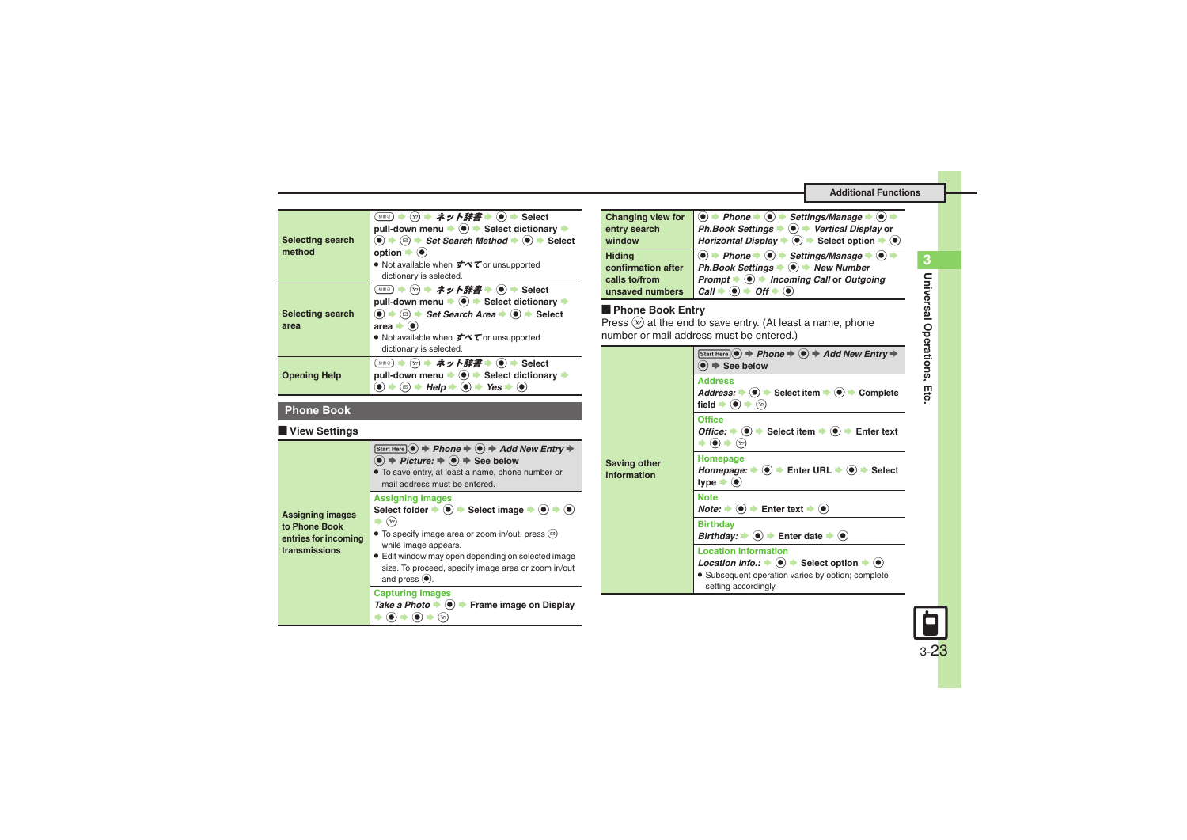| | |
|---|---|
| Selecting search method | 辞書 → Ⓨ → *ネット辞書* → ◉ → Select pull-down menu → ◉ → Select dictionary → ◉ → ✉ → *Set Search Method* → ◉ → Select option → ◉<br>● Not available when *すべて* or unsupported dictionary is selected. |
| Selecting search area | 辞書 → Ⓨ → *ネット辞書* → ◉ → Select pull-down menu → ◉ → Select dictionary → ◉ → ✉ → *Set Search Area* → ◉ → Select area → ◉<br>● Not available when *すべて* or unsupported dictionary is selected. |
| Opening Help | 辞書 → Ⓨ → *ネット辞書* → ◉ → Select pull-down menu → ◉ → Select dictionary → ◉ → ✉ → *Help* → ◉ → *Yes* → ◉ |

## Phone Book

### View Settings

| | |
|---|---|
| Assigning images to Phone Book entries for incoming transmissions | Start Here ◉ → *Phone* → ◉ → *Add New Entry* → ◉ → *Picture:* → ◉ → See below<br>● To save entry, at least a name, phone number or mail address must be entered.<br>**Assigning Images**<br>Select folder → ◉ → Select image → ◉ → ◉ → Ⓨ<br>● To specify image area or zoom in/out, press ✉ while image appears.<br>● Edit window may open depending on selected image size. To proceed, specify image area or zoom in/out and press ◉.<br>**Capturing Images**<br>*Take a Photo* → ◉ → Frame image on Display → ◉ → ◉ → Ⓨ |
| Changing view for entry search window | ◉ → *Phone* → ◉ → *Settings/Manage* → ◉ → *Ph.Book Settings* → ◉ → *Vertical Display* or *Horizontal Display* → ◉ → Select option → ◉ |
| Hiding confirmation after calls to/from unsaved numbers | ◉ → *Phone* → ◉ → *Settings/Manage* → ◉ → *Ph.Book Settings* → ◉ → *New Number Prompt* → ◉ → *Incoming Call* or *Outgoing Call* → ◉ → *Off* → ◉ |

### Phone Book Entry

Press Ⓨ at the end to save entry. (At least a name, phone number or mail address must be entered.)

| | |
|---|---|
| Saving other information | Start Here ◉ → *Phone* → ◉ → *Add New Entry* → ◉ → See below<br>**Address**<br>*Address:* → ◉ → Select item → ◉ → Complete field → ◉ → Ⓨ<br>**Office**<br>*Office:* → ◉ → Select item → ◉ → Enter text → ◉ → Ⓨ<br>**Homepage**<br>*Homepage:* → ◉ → Enter URL → ◉ → Select type → ◉<br>**Note**<br>*Note:* → ◉ → Enter text → ◉<br>**Birthday**<br>*Birthday:* → ◉ → Enter date → ◉<br>**Location Information**<br>*Location Info.:* → ◉ → Select option → ◉<br>● Subsequent operation varies by option; complete setting accordingly. |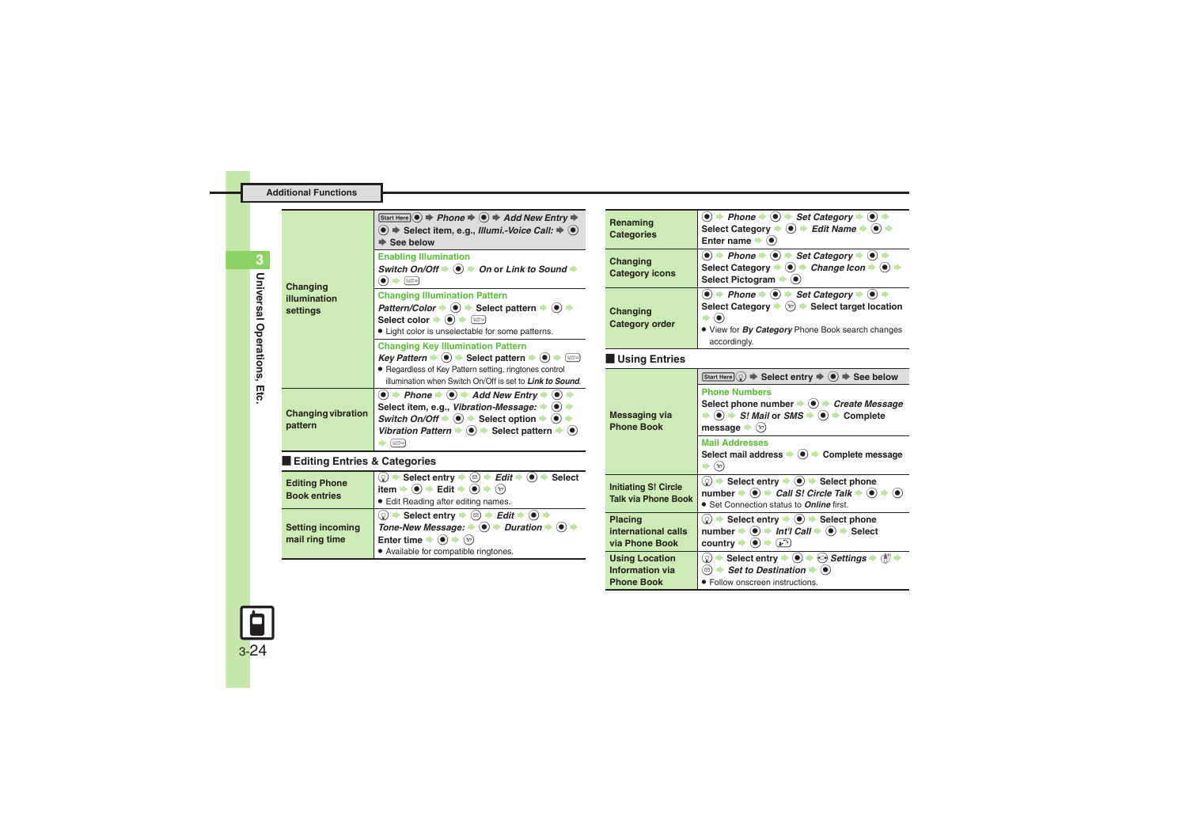## Additional Functions

| | |
|---|---|
| Changing illumination settings | Start Here ● ➡ *Phone* ➡ ● ➡ *Add New Entry* ➡ ● ➡ Select item, e.g., *Illumi.-Voice Call:* ➡ ● ➡ See below<br>**Enabling Illumination**<br>*Switch On/Off* ➡ ● ➡ *On* or *Link to Sound* ➡ ● ➡ 〔key〕<br>**Changing Illumination Pattern**<br>*Pattern/Color* ➡ ● ➡ Select pattern ➡ ● ➡ Select color ➡ ● ➡ 〔key〕<br>● Light color is unselectable for some patterns.<br>**Changing Key Illumination Pattern**<br>*Key Pattern* ➡ ● ➡ Select pattern ➡ ● ➡ 〔key〕<br>● Regardless of Key Pattern setting, ringtones control illumination when Switch On/Off is set to *Link to Sound*. |
| Changing vibration pattern | ● ➡ *Phone* ➡ ● ➡ *Add New Entry* ➡ ● ➡ Select item, e.g., *Vibration-Message:* ➡ ● ➡ *Switch On/Off* ➡ ● ➡ Select option ➡ ● ➡ *Vibration Pattern* ➡ ● ➡ Select pattern ➡ ● ➡ 〔key〕 |

## Editing Entries & Categories

| | |
|---|---|
| Editing Phone Book entries | 〔key〕 ➡ Select entry ➡ 〔key〕 ➡ *Edit* ➡ ● ➡ Select item ➡ ● ➡ Edit ➡ ● ➡ 〔key〕<br>● Edit Reading after editing names. |
| Setting incoming mail ring time | 〔key〕 ➡ Select entry ➡ 〔key〕 ➡ *Edit* ➡ ● ➡ *Tone-New Message:* ➡ ● ➡ *Duration* ➡ ● ➡ Enter time ➡ ● ➡ 〔key〕<br>● Available for compatible ringtones. |
| Renaming Categories | ● ➡ *Phone* ➡ ● ➡ *Set Category* ➡ ● ➡ Select Category ➡ ● ➡ *Edit Name* ➡ ● ➡ Enter name ➡ ● |
| Changing Category icons | ● ➡ *Phone* ➡ ● ➡ *Set Category* ➡ ● ➡ Select Category ➡ ● ➡ *Change Icon* ➡ ● ➡ Select Pictogram ➡ ● |
| Changing Category order | ● ➡ *Phone* ➡ ● ➡ *Set Category* ➡ ● ➡ Select Category ➡ 〔key〕 ➡ Select target location ➡ ●<br>● View for *By Category* Phone Book search changes accordingly. |

## Using Entries

| | |
|---|---|
| Messaging via Phone Book | Start Here 〔key〕 ➡ Select entry ➡ ● ➡ See below<br>**Phone Numbers**<br>Select phone number ➡ ● ➡ *Create Message* ➡ ● ➡ *S! Mail* or *SMS* ➡ ● ➡ Complete message ➡ 〔key〕<br>**Mail Addresses**<br>Select mail address ➡ ● ➡ Complete message ➡ 〔key〕 |
| Initiating S! Circle Talk via Phone Book | 〔key〕 ➡ Select entry ➡ ● ➡ Select phone number ➡ ● ➡ *Call S! Circle Talk* ➡ ● ➡ ●<br>● Set Connection status to *Online* first. |
| Placing international calls via Phone Book | 〔key〕 ➡ Select entry ➡ ● ➡ Select phone number ➡ ● ➡ *Int'l Call* ➡ ● ➡ Select country ➡ ● ➡ 〔key〕 |
| Using Location Information via Phone Book | 〔key〕 ➡ Select entry ➡ ● ➡ 〔key〕 *Settings* ➡ 〔key〕 ➡ 〔key〕 ➡ *Set to Destination* ➡ ●<br>● Follow onscreen instructions. |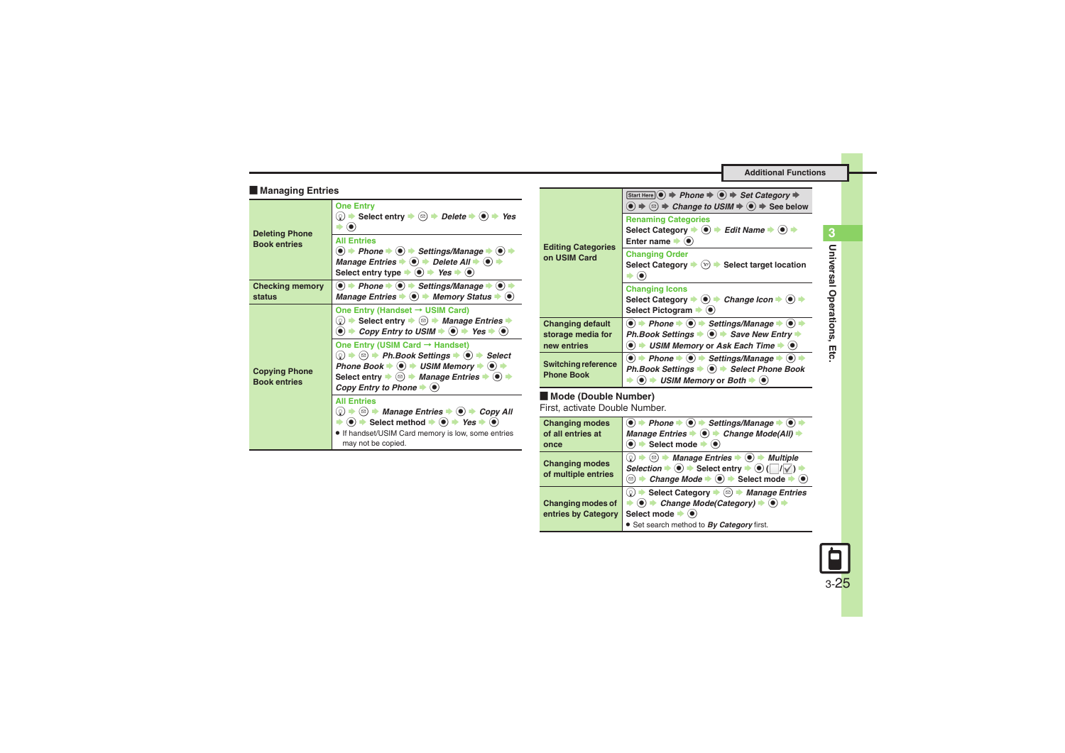## Managing Entries

| | |
|---|---|
| Deleting Phone Book entries | **One Entry**<br>◉ ➡ Select entry ➡ ⊜ ➡ *Delete* ➡ ◉ ➡ *Yes* ➡ ◉<br>**All Entries**<br>◉ ➡ *Phone* ➡ ◉ ➡ *Settings/Manage* ➡ ◉ ➡ *Manage Entries* ➡ ◉ ➡ *Delete All* ➡ ◉ ➡ Select entry type ➡ ◉ ➡ *Yes* ➡ ◉ |
| Checking memory status | ◉ ➡ *Phone* ➡ ◉ ➡ *Settings/Manage* ➡ ◉ ➡ *Manage Entries* ➡ ◉ ➡ *Memory Status* ➡ ◉ |
| Copying Phone Book entries | **One Entry (Handset → USIM Card)**<br>◉ ➡ Select entry ➡ ⊜ ➡ *Manage Entries* ➡ ◉ ➡ *Copy Entry to USIM* ➡ ◉ ➡ *Yes* ➡ ◉<br>**One Entry (USIM Card → Handset)**<br>◉ ➡ ⊜ ➡ *Ph.Book Settings* ➡ ◉ ➡ *Select Phone Book* ➡ ◉ ➡ *USIM Memory* ➡ ◉ ➡ Select entry ➡ ⊜ ➡ *Manage Entries* ➡ ◉ ➡ *Copy Entry to Phone* ➡ ◉<br>**All Entries**<br>◉ ➡ ⊜ ➡ *Manage Entries* ➡ ◉ ➡ *Copy All* ➡ ◉ ➡ Select method ➡ ◉ ➡ *Yes* ➡ ◉<br>• If handset/USIM Card memory is low, some entries may not be copied. |
| Editing Categories on USIM Card | Start Here ◉ ➡ *Phone* ➡ ◉ ➡ *Set Category* ➡ ◉ ➡ ⊜ ➡ *Change to USIM* ➡ ◉ ➡ See below<br>**Renaming Categories**<br>Select Category ➡ ◉ ➡ *Edit Name* ➡ ◉ ➡ Enter name ➡ ◉<br>**Changing Order**<br>Select Category ➡ ⊛ ➡ Select target location ➡ ◉<br>**Changing Icons**<br>Select Category ➡ ◉ ➡ *Change Icon* ➡ ◉ ➡ Select Pictogram ➡ ◉ |
| Changing default storage media for new entries | ◉ ➡ *Phone* ➡ ◉ ➡ *Settings/Manage* ➡ ◉ ➡ *Ph.Book Settings* ➡ ◉ ➡ *Save New Entry* ➡ ◉ ➡ *USIM Memory* or *Ask Each Time* ➡ ◉ |
| Switching reference Phone Book | ◉ ➡ *Phone* ➡ ◉ ➡ *Settings/Manage* ➡ ◉ ➡ *Ph.Book Settings* ➡ ◉ ➡ *Select Phone Book* ➡ ◉ ➡ *USIM Memory* or *Both* ➡ ◉ |

## Mode (Double Number)

First, activate Double Number.

| | |
|---|---|
| Changing modes of all entries at once | ◉ ➡ *Phone* ➡ ◉ ➡ *Settings/Manage* ➡ ◉ ➡ *Manage Entries* ➡ ◉ ➡ *Change Mode(All)* ➡ ◉ ➡ Select mode ➡ ◉ |
| Changing modes of multiple entries | ◉ ➡ ⊜ ➡ *Manage Entries* ➡ ◉ ➡ *Multiple Selection* ➡ ◉ ➡ Select entry ➡ ◉ (☐/☑) ➡ ⊜ ➡ *Change Mode* ➡ ◉ ➡ Select mode ➡ ◉ |
| Changing modes of entries by Category | ◉ ➡ Select Category ➡ ⊜ ➡ *Manage Entries* ➡ ◉ ➡ *Change Mode(Category)* ➡ ◉ ➡ Select mode ➡ ◉<br>• Set search method to *By Category* first. |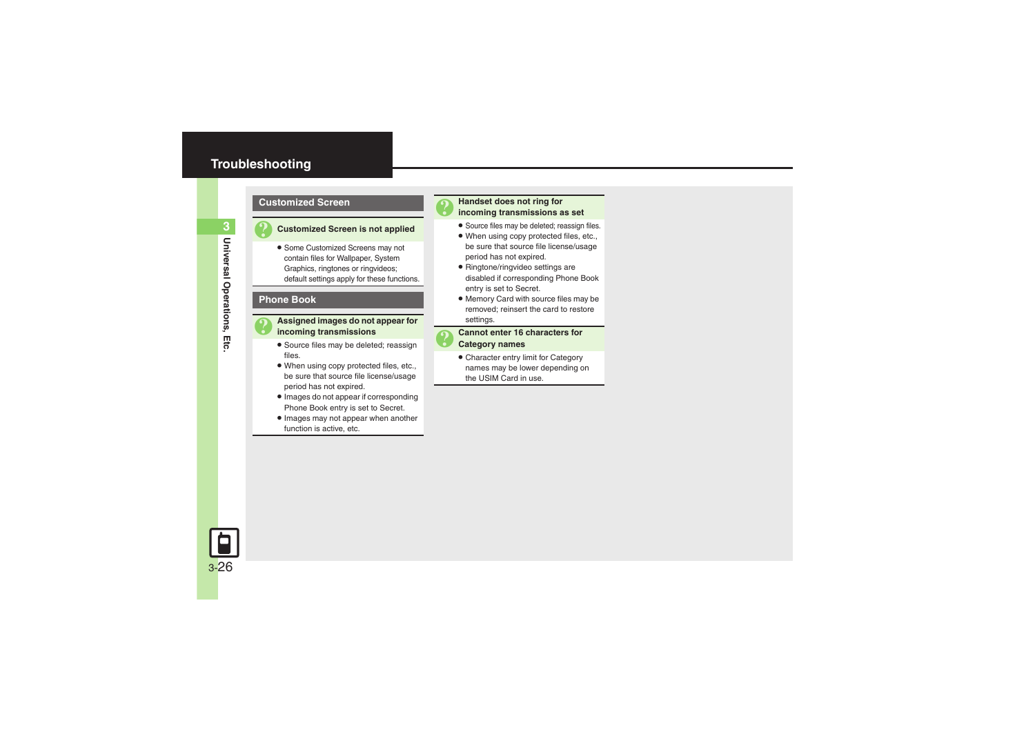# Troubleshooting

## Customized Screen

### Customized Screen is not applied

- Some Customized Screens may not contain files for Wallpaper, System Graphics, ringtones or ringvideos; default settings apply for these functions.

## Phone Book

### Assigned images do not appear for incoming transmissions

- Source files may be deleted; reassign files.
- When using copy protected files, etc., be sure that source file license/usage period has not expired.
- Images do not appear if corresponding Phone Book entry is set to Secret.
- Images may not appear when another function is active, etc.

### Handset does not ring for incoming transmissions as set

- Source files may be deleted; reassign files.
- When using copy protected files, etc., be sure that source file license/usage period has not expired.
- Ringtone/ringvideo settings are disabled if corresponding Phone Book entry is set to Secret.
- Memory Card with source files may be removed; reinsert the card to restore settings.

### Cannot enter 16 characters for Category names

- Character entry limit for Category names may be lower depending on the USIM Card in use.